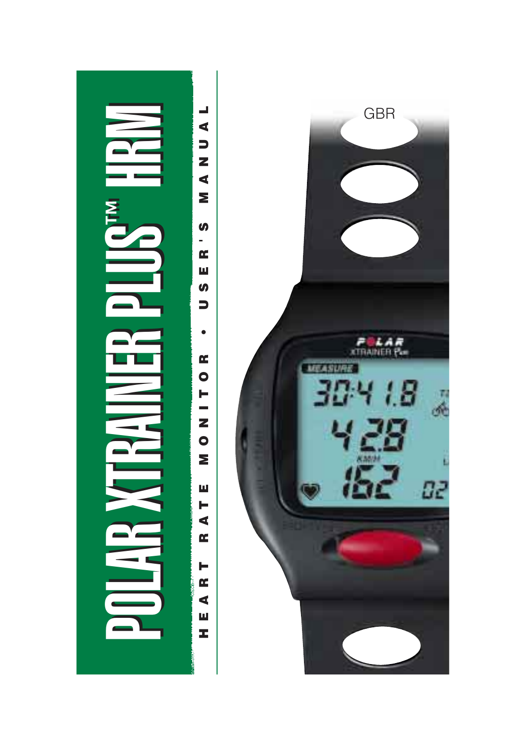# POLAR XTRAINER PLUS™ HRM

HEART RATE MONITOR • USER'S MANUAL

GBR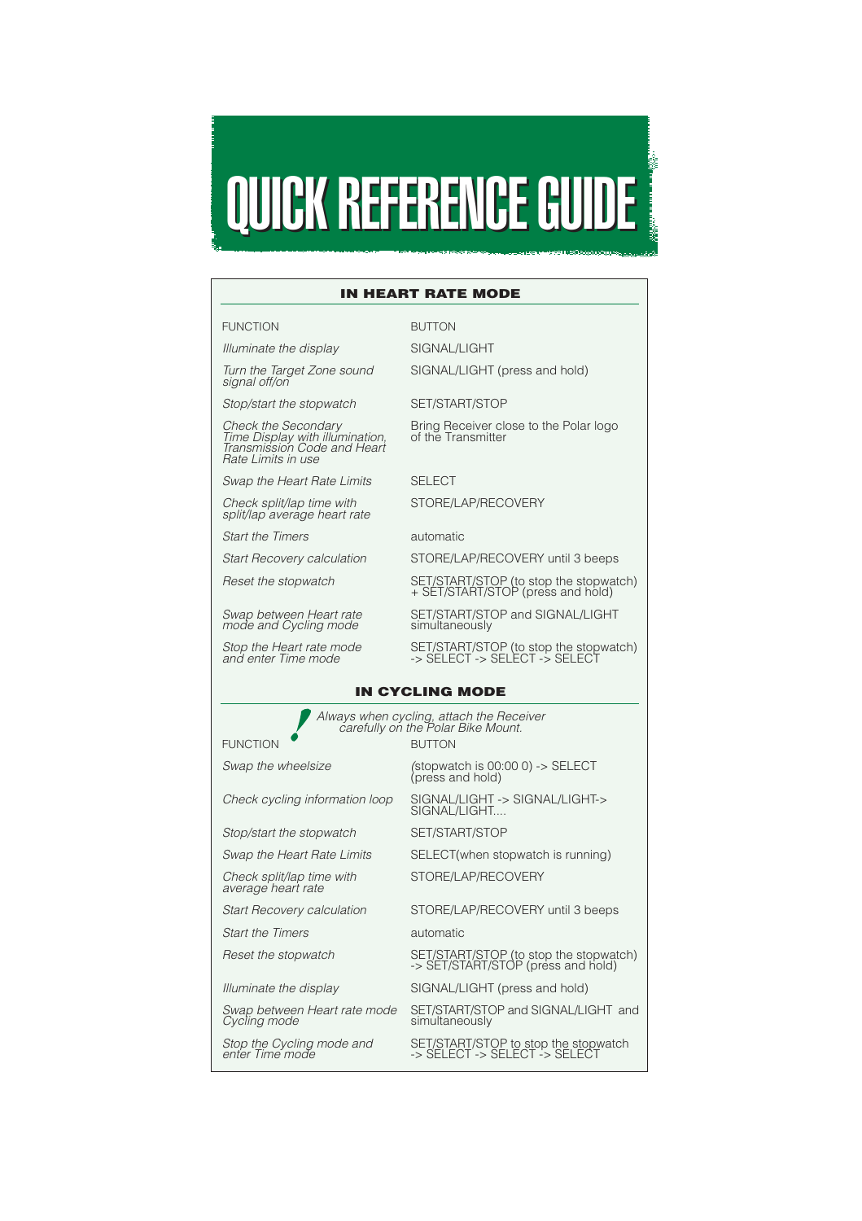# QUICK REFERENCE GUIDE

## IN HEART RATE MODE

| FUNCTION | BUTTON |
|---|---|
| *Illuminate the display* | SIGNAL/LIGHT |
| *Turn the Target Zone sound signal off/on* | SIGNAL/LIGHT (press and hold) |
| *Stop/start the stopwatch* | SET/START/STOP |
| *Check the Secondary Time Display with illumination, Transmission Code and Heart Rate Limits in use* | Bring Receiver close to the Polar logo of the Transmitter |
| *Swap the Heart Rate Limits* | SELECT |
| *Check split/lap time with split/lap average heart rate* | STORE/LAP/RECOVERY |
| *Start the Timers* | automatic |
| *Start Recovery calculation* | STORE/LAP/RECOVERY until 3 beeps |
| *Reset the stopwatch* | SET/START/STOP (to stop the stopwatch) + SET/START/STOP (press and hold) |
| *Swap between Heart rate mode and Cycling mode* | SET/START/STOP and SIGNAL/LIGHT simultaneously |
| *Stop the Heart rate mode and enter Time mode* | SET/START/STOP (to stop the stopwatch) -> SELECT -> SELECT -> SELECT |

## IN CYCLING MODE

! *Always when cycling, attach the Receiver carefully on the Polar Bike Mount.*

| FUNCTION | BUTTON |
|---|---|
| *Swap the wheelsize* | (stopwatch is 00:00 0) -> SELECT (press and hold) |
| *Check cycling information loop* | SIGNAL/LIGHT -> SIGNAL/LIGHT-> SIGNAL/LIGHT.... |
| *Stop/start the stopwatch* | SET/START/STOP |
| *Swap the Heart Rate Limits* | SELECT(when stopwatch is running) |
| *Check split/lap time with average heart rate* | STORE/LAP/RECOVERY |
| *Start Recovery calculation* | STORE/LAP/RECOVERY until 3 beeps |
| *Start the Timers* | automatic |
| *Reset the stopwatch* | SET/START/STOP (to stop the stopwatch) -> SET/START/STOP (press and hold) |
| *Illuminate the display* | SIGNAL/LIGHT (press and hold) |
| *Swap between Heart rate mode Cycling mode* | SET/START/STOP and SIGNAL/LIGHT and simultaneously |
| *Stop the Cycling mode and enter Time mode* | SET/START/STOP to stop the stopwatch -> SELECT -> SELECT -> SELECT |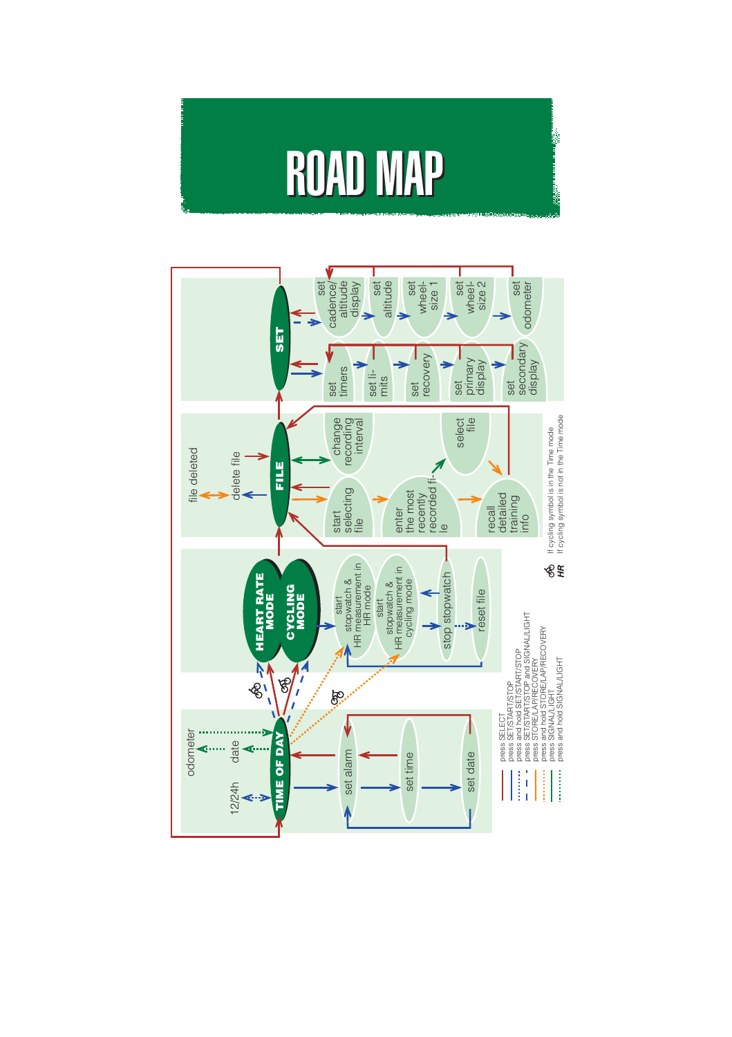# ROAD MAP

TIME OF DAY

- 12/24h
- date
- odometer
- set alarm
- set time
- set date

HEART RATE MODE

CYCLING MODE

- start stopwatch & HR measurement in HR mode
- start stopwatch & HR measurement in cycling mode
- stop stopwatch
- reset file

FILE

- file deleted
- delete file
- change recording interval
- start selecting file
- enter the most recently recorded file
- select file
- recall detailed training info

SET

- set timers
- set limits
- set recovery
- set primary display
- set secondary display
- set cadence/altitude display
- set altitude
- set wheel-size 1
- set wheel-size 2
- set odometer

Legend:

- press SELECT
- press SET/START/STOP
- press and hold SET/START/STOP
- press SET/START/STOP and SIGNAL/LIGHT
- press STORE/LAP/RECOVERY
- press and hold STORE/LAP/RECOVERY
- press SIGNAL/LIGHT
- press and hold SIGNAL/LIGHT

- If cycling symbol is in the Time mode
- HR: If cycling symbol is not in the Time mode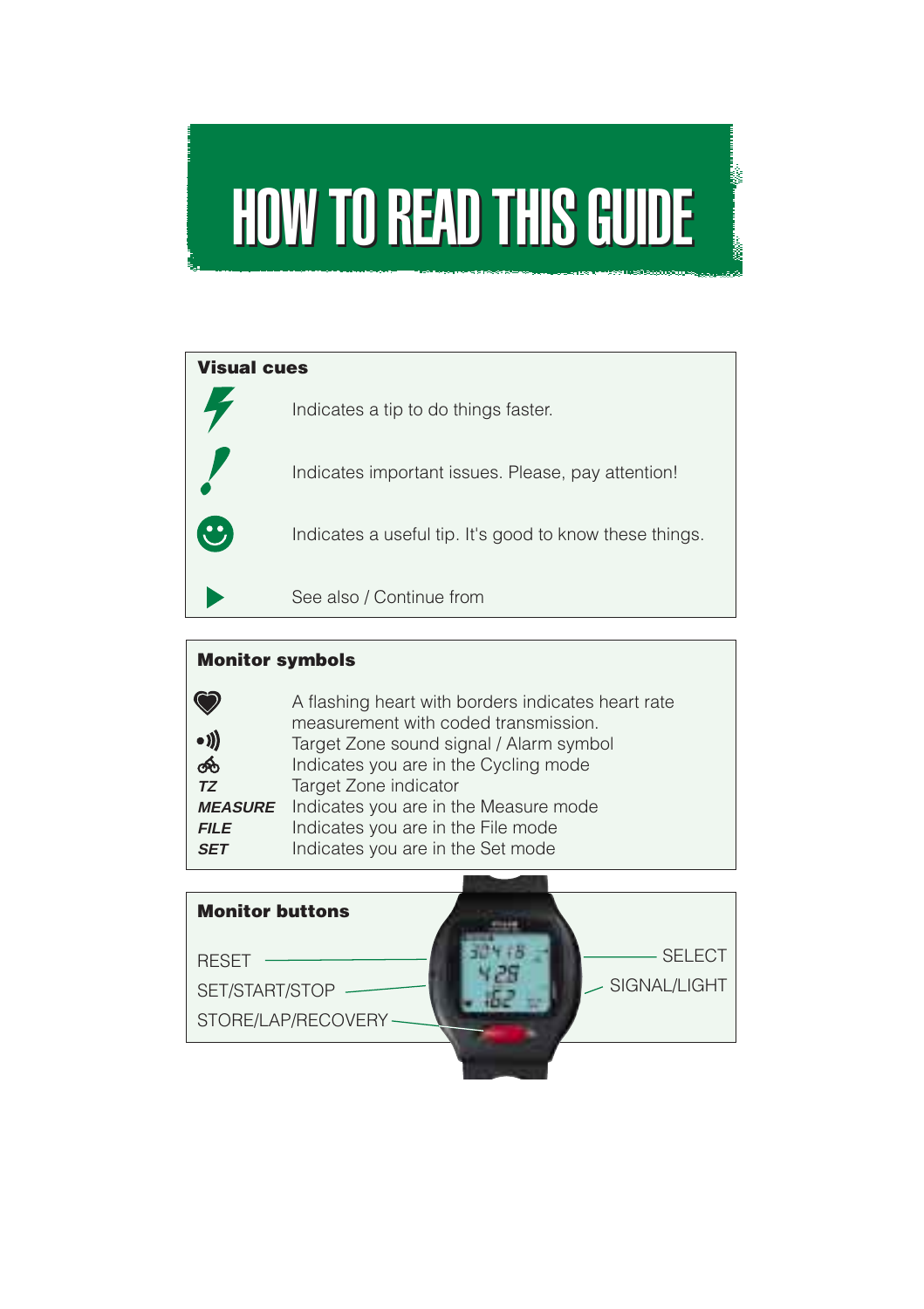# HOW TO READ THIS GUIDE

## Visual cues

| | |
|---|---|
| (lightning) | Indicates a tip to do things faster. |
| ! | Indicates important issues. Please, pay attention! |
| (smiley) | Indicates a useful tip. It's good to know these things. |
| ▶ | See also / Continue from |

## Monitor symbols

| | |
|---|---|
| (heart) | A flashing heart with borders indicates heart rate measurement with coded transmission. |
| •))) | Target Zone sound signal / Alarm symbol |
| (bicycle) | Indicates you are in the Cycling mode |
| ***TZ*** | Target Zone indicator |
| ***MEASURE*** | Indicates you are in the Measure mode |
| ***FILE*** | Indicates you are in the File mode |
| ***SET*** | Indicates you are in the Set mode |

## Monitor buttons

- RESET
- SET/START/STOP
- STORE/LAP/RECOVERY
- SELECT
- SIGNAL/LIGHT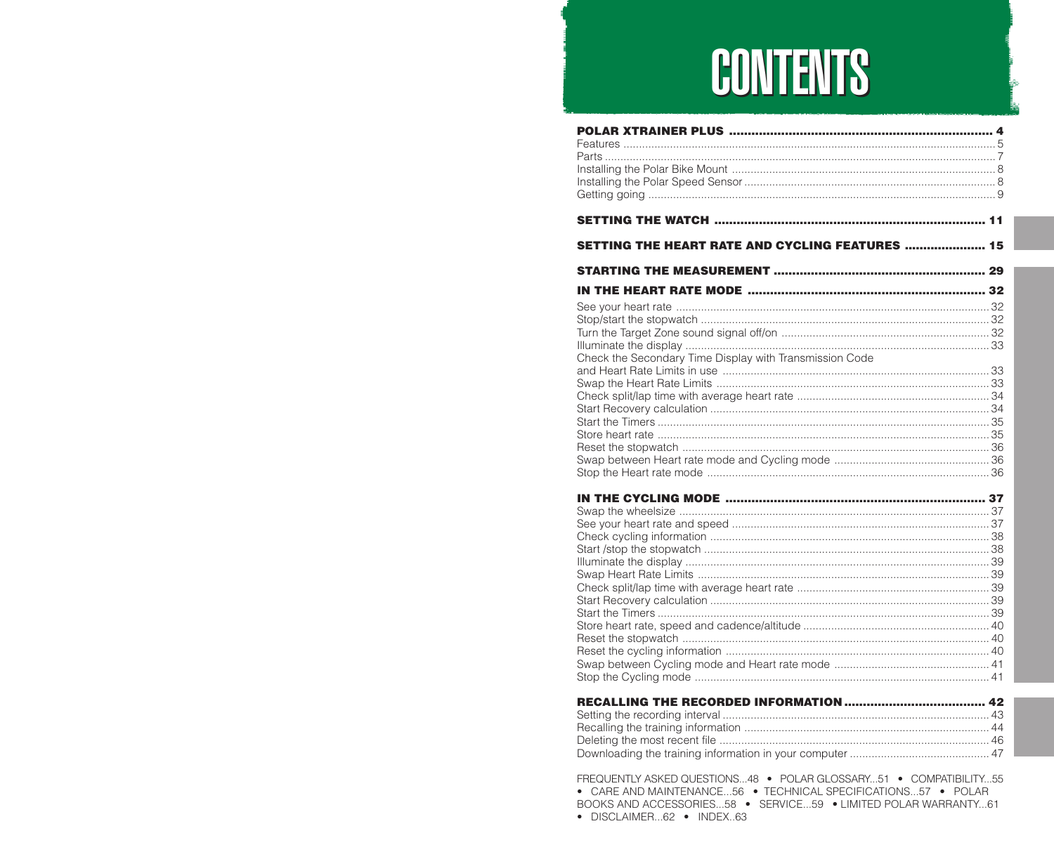# CONTENTS

**POLAR XTRAINER PLUS ........................................................................ 4**
Features ........................................................................................................................ 5
Parts ............................................................................................................................. 7
Installing the Polar Bike Mount ..................................................................................... 8
Installing the Polar Speed Sensor ................................................................................. 8
Getting going ................................................................................................................ 9

**SETTING THE WATCH ........................................................................ 11**

**SETTING THE HEART RATE AND CYCLING FEATURES ..................... 15**

**STARTING THE MEASUREMENT ........................................................ 29**

**IN THE HEART RATE MODE ............................................................... 32**
See your heart rate ..................................................................................................... 32
Stop/start the stopwatch ............................................................................................ 32
Turn the Target Zone sound signal off/on .................................................................. 32
Illuminate the display ................................................................................................. 33
Check the Secondary Time Display with Transmission Code and Heart Rate Limits in use ..................................................................................... 33
Swap the Heart Rate Limits ....................................................................................... 33
Check split/lap time with average heart rate ............................................................. 34
Start Recovery calculation ......................................................................................... 34
Start the Timers .......................................................................................................... 35
Store heart rate .......................................................................................................... 35
Reset the stopwatch .................................................................................................. 36
Swap between Heart rate mode and Cycling mode .................................................. 36
Stop the Heart rate mode .......................................................................................... 36

**IN THE CYCLING MODE ..................................................................... 37**
Swap the wheelsize ................................................................................................... 37
See your heart rate and speed .................................................................................. 37
Check cycling information .......................................................................................... 38
Start /stop the stopwatch ........................................................................................... 38
Illuminate the display ................................................................................................. 39
Swap Heart Rate Limits ............................................................................................. 39
Check split/lap time with average heart rate ............................................................. 39
Start Recovery calculation ......................................................................................... 39
Start the Timers .......................................................................................................... 39
Store heart rate, speed and cadence/altitude ............................................................ 40
Reset the stopwatch .................................................................................................. 40
Reset the cycling information .................................................................................... 40
Swap between Cycling mode and Heart rate mode .................................................. 41
Stop the Cycling mode .............................................................................................. 41

**RECALLING THE RECORDED INFORMATION ...................................... 42**
Setting the recording interval ..................................................................................... 43
Recalling the training information .............................................................................. 44
Deleting the most recent file ...................................................................................... 46
Downloading the training information in your computer ............................................ 47

FREQUENTLY ASKED QUESTIONS...48 • POLAR GLOSSARY...51 • COMPATIBILITY...55 • CARE AND MAINTENANCE...56 • TECHNICAL SPECIFICATIONS...57 • POLAR BOOKS AND ACCESSORIES...58 • SERVICE...59 • LIMITED POLAR WARRANTY...61 • DISCLAIMER...62 • INDEX..63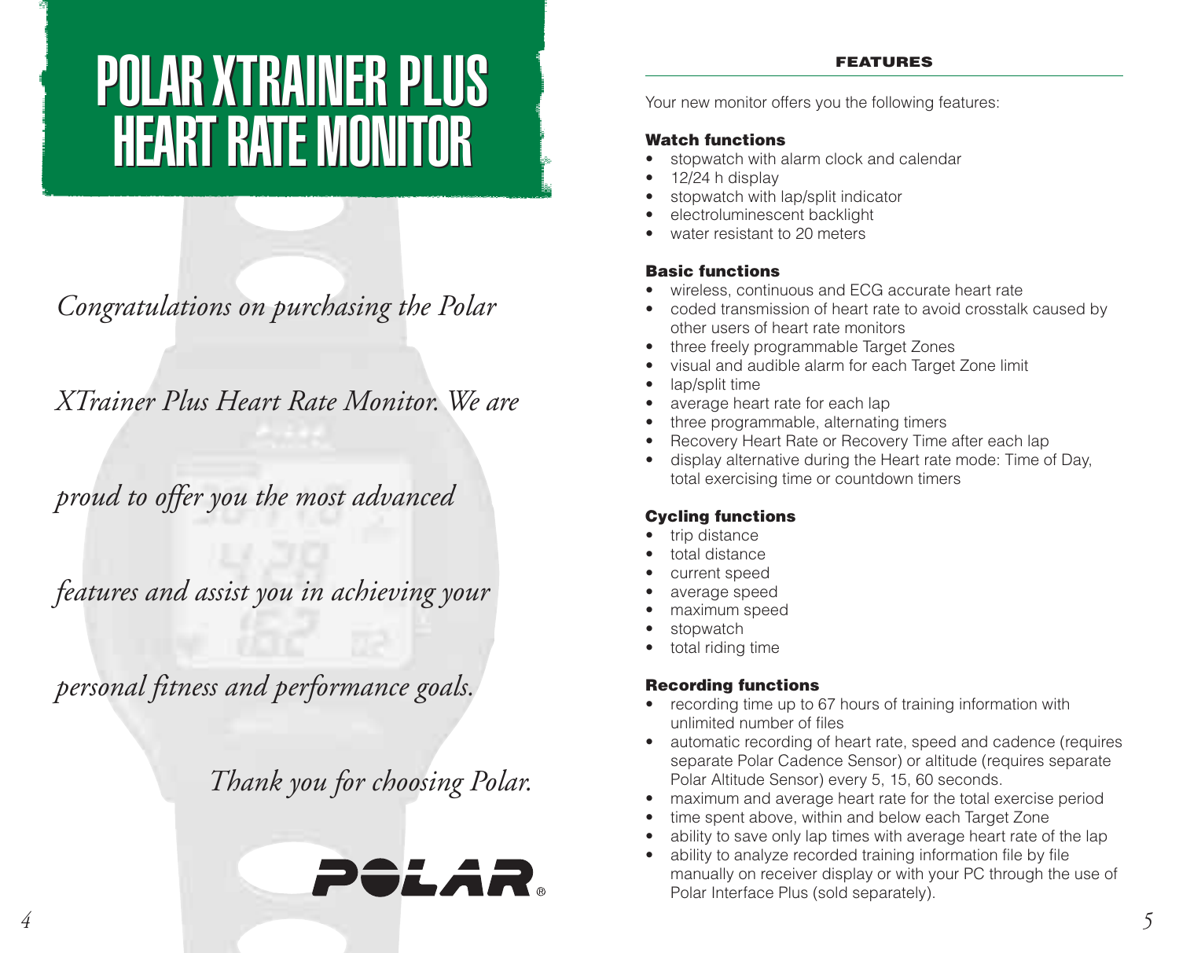# POLAR XTRAINER PLUS HEART RATE MONITOR

*Congratulations on purchasing the Polar XTrainer Plus Heart Rate Monitor. We are proud to offer you the most advanced features and assist you in achieving your personal fitness and performance goals.*

*Thank you for choosing Polar.*

POLAR®

## FEATURES

Your new monitor offers you the following features:

### Watch functions

- stopwatch with alarm clock and calendar
- 12/24 h display
- stopwatch with lap/split indicator
- electroluminescent backlight
- water resistant to 20 meters

### Basic functions

- wireless, continuous and ECG accurate heart rate
- coded transmission of heart rate to avoid crosstalk caused by other users of heart rate monitors
- three freely programmable Target Zones
- visual and audible alarm for each Target Zone limit
- lap/split time
- average heart rate for each lap
- three programmable, alternating timers
- Recovery Heart Rate or Recovery Time after each lap
- display alternative during the Heart rate mode: Time of Day, total exercising time or countdown timers

### Cycling functions

- trip distance
- total distance
- current speed
- average speed
- maximum speed
- stopwatch
- total riding time

### Recording functions

- recording time up to 67 hours of training information with unlimited number of files
- automatic recording of heart rate, speed and cadence (requires separate Polar Cadence Sensor) or altitude (requires separate Polar Altitude Sensor) every 5, 15, 60 seconds.
- maximum and average heart rate for the total exercise period
- time spent above, within and below each Target Zone
- ability to save only lap times with average heart rate of the lap
- ability to analyze recorded training information file by file manually on receiver display or with your PC through the use of Polar Interface Plus (sold separately).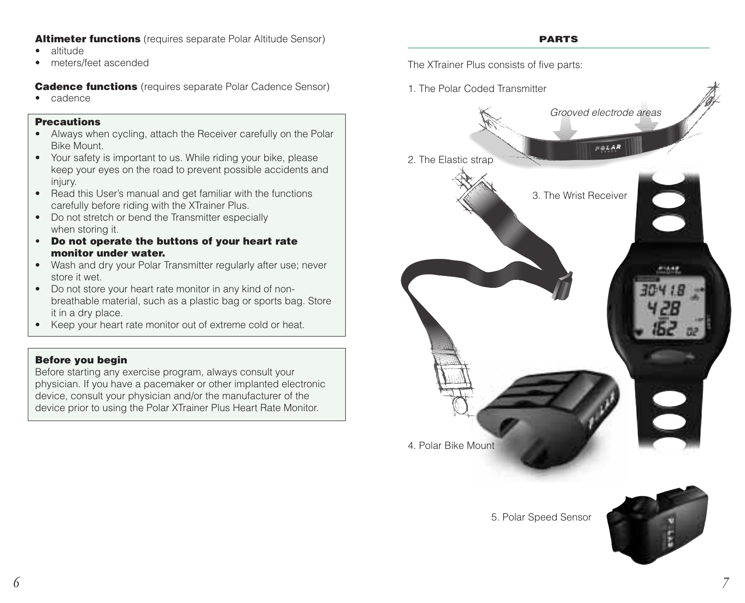**Altimeter functions** (requires separate Polar Altitude Sensor)

- altitude
- meters/feet ascended

**Cadence functions** (requires separate Polar Cadence Sensor)

- cadence

### Precautions

- Always when cycling, attach the Receiver carefully on the Polar Bike Mount.
- Your safety is important to us. While riding your bike, please keep your eyes on the road to prevent possible accidents and injury.
- Read this User's manual and get familiar with the functions carefully before riding with the XTrainer Plus.
- Do not stretch or bend the Transmitter especially when storing it.
- **Do not operate the buttons of your heart rate monitor under water.**
- Wash and dry your Polar Transmitter regularly after use; never store it wet.
- Do not store your heart rate monitor in any kind of non-breathable material, such as a plastic bag or sports bag. Store it in a dry place.
- Keep your heart rate monitor out of extreme cold or heat.

### Before you begin

Before starting any exercise program, always consult your physician. If you have a pacemaker or other implanted electronic device, consult your physician and/or the manufacturer of the device prior to using the Polar XTrainer Plus Heart Rate Monitor.

## PARTS

The XTrainer Plus consists of five parts:

1. The Polar Coded Transmitter

*Grooved electrode areas*

2. The Elastic strap
3. The Wrist Receiver
4. Polar Bike Mount
5. Polar Speed Sensor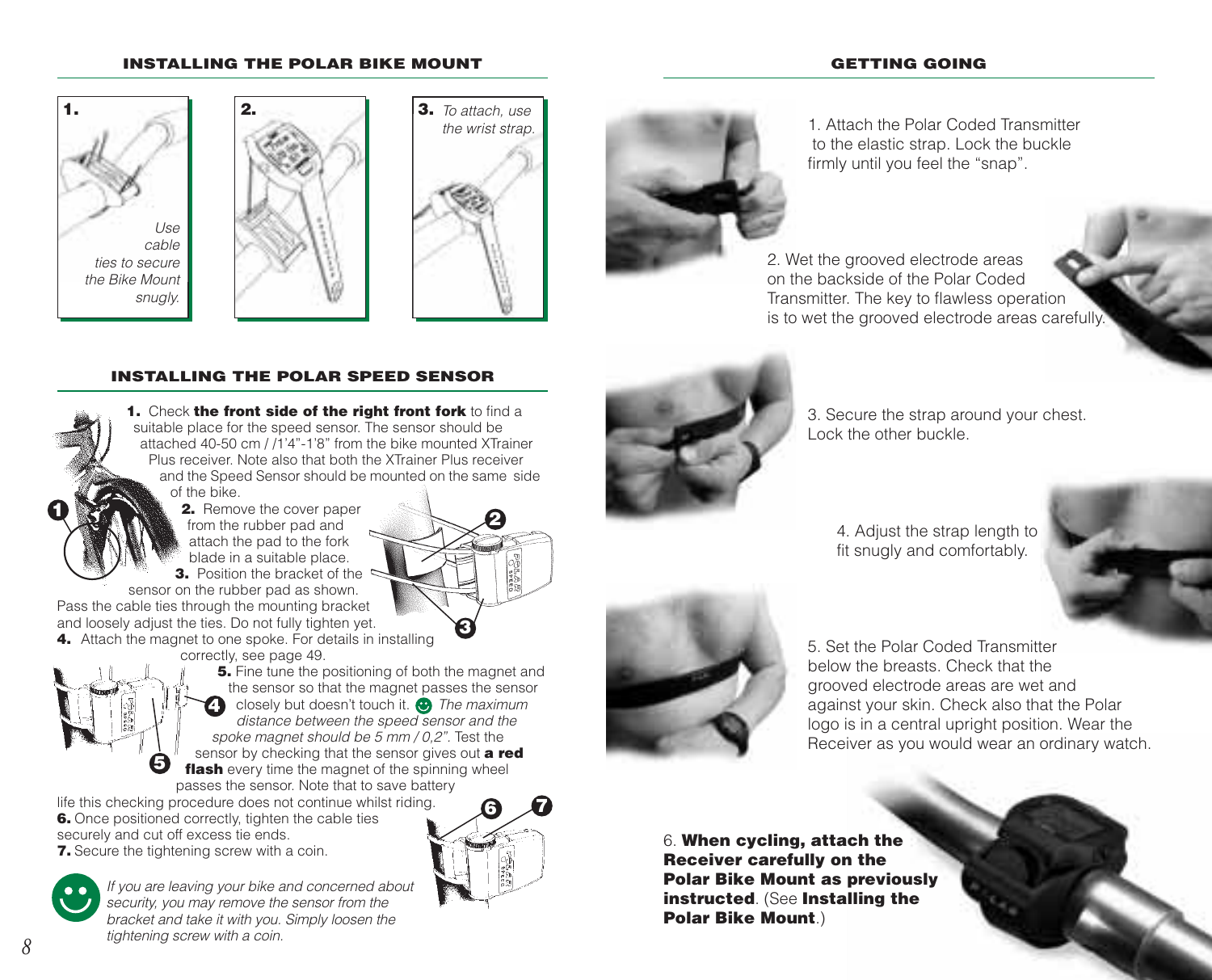## INSTALLING THE POLAR BIKE MOUNT

**1.** *Use cable ties to secure the Bike Mount snugly.*

**2.**

**3.** *To attach, use the wrist strap.*

## INSTALLING THE POLAR SPEED SENSOR

**1.** Check **the front side of the right front fork** to find a suitable place for the speed sensor. The sensor should be attached 40-50 cm / /1'4"-1'8" from the bike mounted XTrainer Plus receiver. Note also that both the XTrainer Plus receiver and the Speed Sensor should be mounted on the same side of the bike.

**2.** Remove the cover paper from the rubber pad and attach the pad to the fork blade in a suitable place.

**3.** Position the bracket of the sensor on the rubber pad as shown. Pass the cable ties through the mounting bracket and loosely adjust the ties. Do not fully tighten yet.

**4.** Attach the magnet to one spoke. For details in installing correctly, see page 49.

**5.** Fine tune the positioning of both the magnet and the sensor so that the magnet passes the sensor closely but doesn't touch it. *The maximum distance between the speed sensor and the spoke magnet should be 5 mm / 0,2".* Test the sensor by checking that the sensor gives out **a red flash** every time the magnet of the spinning wheel passes the sensor. Note that to save battery life this checking procedure does not continue whilst riding.

**6.** Once positioned correctly, tighten the cable ties securely and cut off excess tie ends.

**7.** Secure the tightening screw with a coin.

*If you are leaving your bike and concerned about security, you may remove the sensor from the bracket and take it with you. Simply loosen the tightening screw with a coin.*

## GETTING GOING

1. Attach the Polar Coded Transmitter to the elastic strap. Lock the buckle firmly until you feel the "snap".

2. Wet the grooved electrode areas on the backside of the Polar Coded Transmitter. The key to flawless operation is to wet the grooved electrode areas carefully.

3. Secure the strap around your chest. Lock the other buckle.

4. Adjust the strap length to fit snugly and comfortably.

5. Set the Polar Coded Transmitter below the breasts. Check that the grooved electrode areas are wet and against your skin. Check also that the Polar logo is in a central upright position. Wear the Receiver as you would wear an ordinary watch.

6. **When cycling, attach the Receiver carefully on the Polar Bike Mount as previously instructed**. (See **Installing the Polar Bike Mount**.)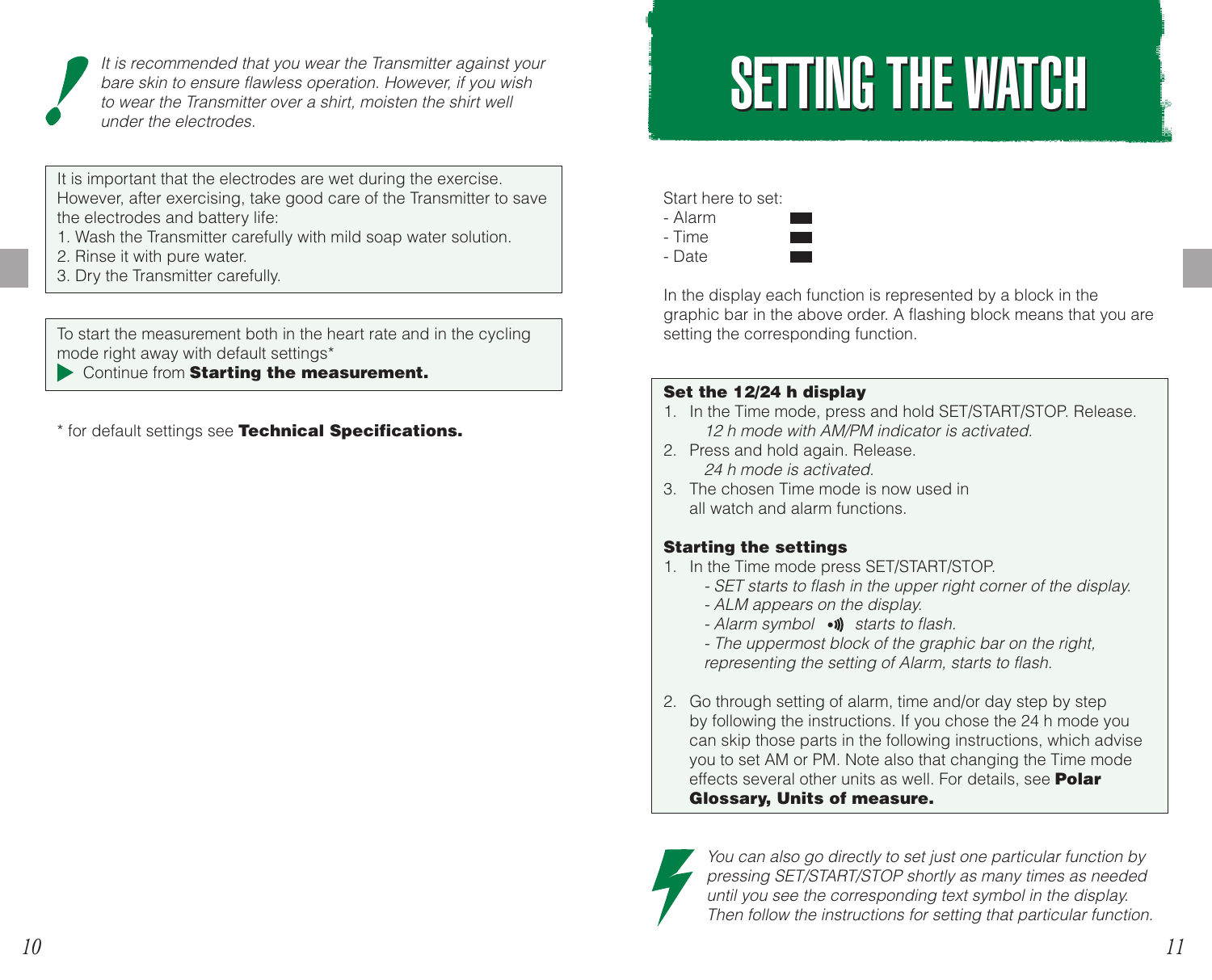*It is recommended that you wear the Transmitter against your bare skin to ensure flawless operation. However, if you wish to wear the Transmitter over a shirt, moisten the shirt well under the electrodes.*

It is important that the electrodes are wet during the exercise. However, after exercising, take good care of the Transmitter to save the electrodes and battery life:

1. Wash the Transmitter carefully with mild soap water solution.
2. Rinse it with pure water.
3. Dry the Transmitter carefully.

To start the measurement both in the heart rate and in the cycling mode right away with default settings*

▶ Continue from **Starting the measurement.**

\* for default settings see **Technical Specifications.**

# SETTING THE WATCH

Start here to set:
- Alarm
- Time
- Date

In the display each function is represented by a block in the graphic bar in the above order. A flashing block means that you are setting the corresponding function.

**Set the 12/24 h display**

1. In the Time mode, press and hold SET/START/STOP. Release.
   *12 h mode with AM/PM indicator is activated.*
2. Press and hold again. Release.
   *24 h mode is activated.*
3. The chosen Time mode is now used in all watch and alarm functions.

**Starting the settings**

1. In the Time mode press SET/START/STOP.
   *- SET starts to flash in the upper right corner of the display.*
   *- ALM appears on the display.*
   *- Alarm symbol •))) starts to flash.*
   *- The uppermost block of the graphic bar on the right, representing the setting of Alarm, starts to flash.*
2. Go through setting of alarm, time and/or day step by step by following the instructions. If you chose the 24 h mode you can skip those parts in the following instructions, which advise you to set AM or PM. Note also that changing the Time mode effects several other units as well. For details, see **Polar Glossary, Units of measure.**

*You can also go directly to set just one particular function by pressing SET/START/STOP shortly as many times as needed until you see the corresponding text symbol in the display. Then follow the instructions for setting that particular function.*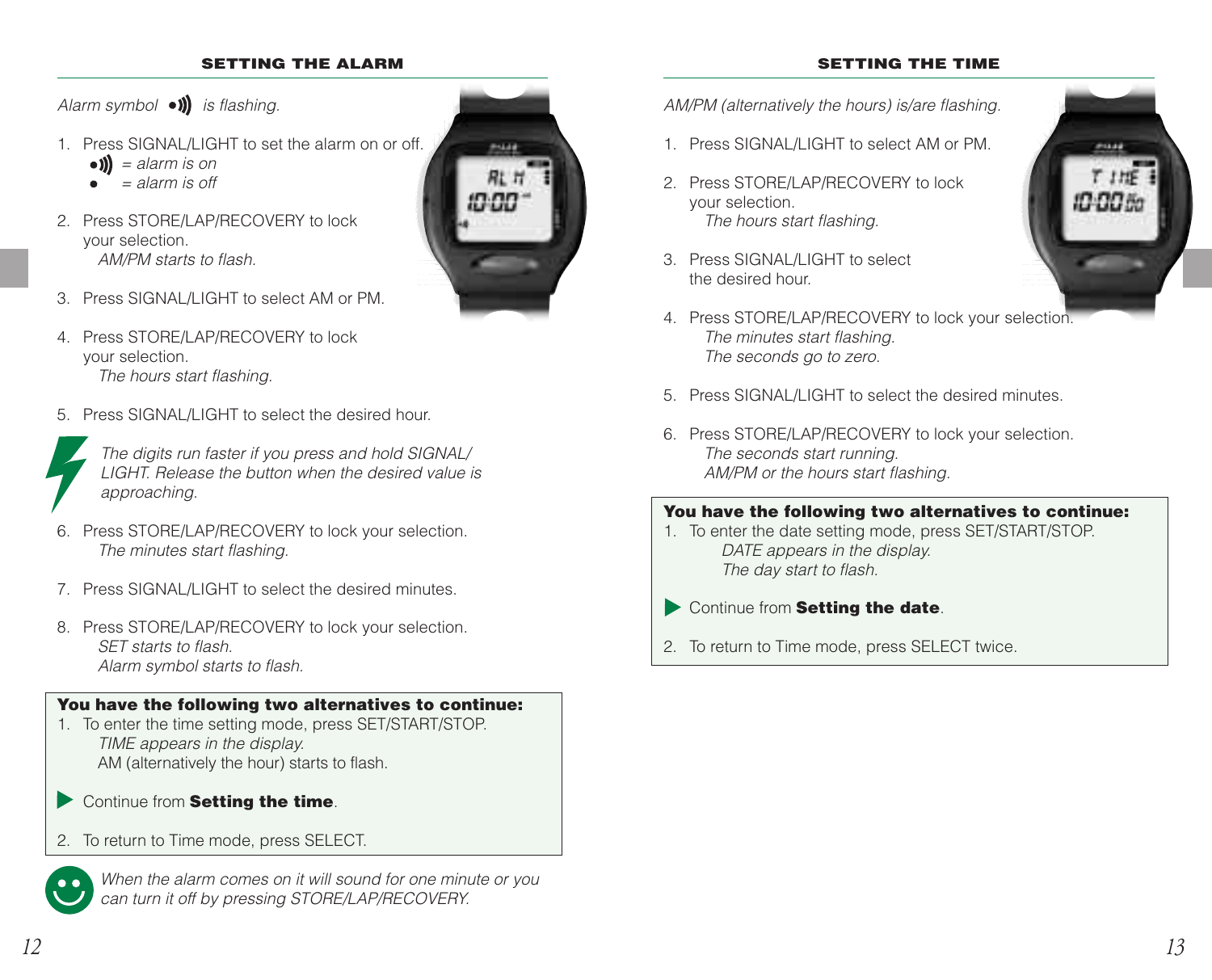## SETTING THE ALARM

*Alarm symbol •))) is flashing.*

1. Press SIGNAL/LIGHT to set the alarm on or off.
   •))) *= alarm is on*
   • *= alarm is off*

2. Press STORE/LAP/RECOVERY to lock your selection.
   *AM/PM starts to flash.*

3. Press SIGNAL/LIGHT to select AM or PM.

4. Press STORE/LAP/RECOVERY to lock your selection.
   *The hours start flashing.*

5. Press SIGNAL/LIGHT to select the desired hour.

*The digits run faster if you press and hold SIGNAL/LIGHT. Release the button when the desired value is approaching.*

6. Press STORE/LAP/RECOVERY to lock your selection.
   *The minutes start flashing.*

7. Press SIGNAL/LIGHT to select the desired minutes.

8. Press STORE/LAP/RECOVERY to lock your selection.
   *SET starts to flash.*
   *Alarm symbol starts to flash.*

**You have the following two alternatives to continue:**

1. To enter the time setting mode, press SET/START/STOP.
   *TIME appears in the display.*
   AM (alternatively the hour) starts to flash.

▶ Continue from **Setting the time**.

2. To return to Time mode, press SELECT.

*When the alarm comes on it will sound for one minute or you can turn it off by pressing STORE/LAP/RECOVERY.*

## SETTING THE TIME

*AM/PM (alternatively the hours) is/are flashing.*

1. Press SIGNAL/LIGHT to select AM or PM.

2. Press STORE/LAP/RECOVERY to lock your selection.
   *The hours start flashing.*

3. Press SIGNAL/LIGHT to select the desired hour.

4. Press STORE/LAP/RECOVERY to lock your selection.
   *The minutes start flashing.*
   *The seconds go to zero.*

5. Press SIGNAL/LIGHT to select the desired minutes.

6. Press STORE/LAP/RECOVERY to lock your selection.
   *The seconds start running.*
   *AM/PM or the hours start flashing.*

**You have the following two alternatives to continue:**

1. To enter the date setting mode, press SET/START/STOP.
   *DATE appears in the display.*
   *The day start to flash.*

▶ Continue from **Setting the date**.

2. To return to Time mode, press SELECT twice.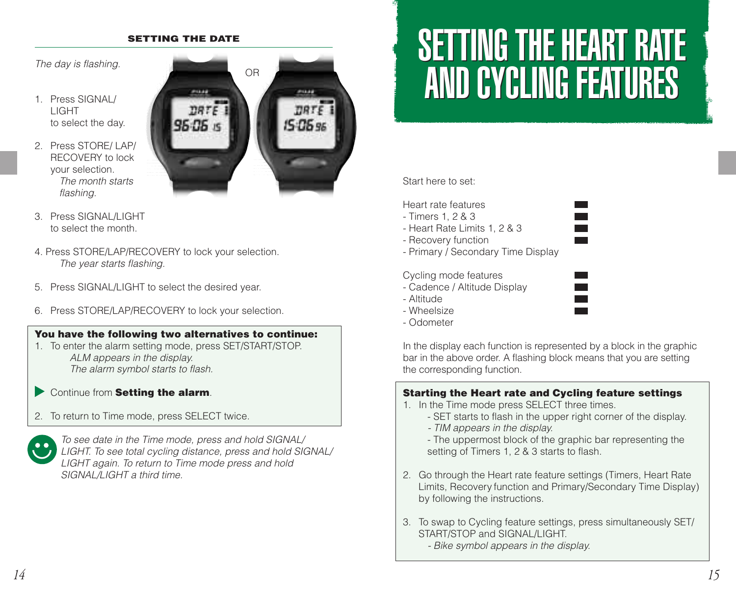### SETTING THE DATE

*The day is flashing.*

1. Press SIGNAL/ LIGHT to select the day.
2. Press STORE/ LAP/ RECOVERY to lock your selection.
   *The month starts flashing.*
3. Press SIGNAL/LIGHT to select the month.
4. Press STORE/LAP/RECOVERY to lock your selection.
   *The year starts flashing.*
5. Press SIGNAL/LIGHT to select the desired year.
6. Press STORE/LAP/RECOVERY to lock your selection.

**You have the following two alternatives to continue:**

1. To enter the alarm setting mode, press SET/START/STOP.
   *ALM appears in the display.*
   *The alarm symbol starts to flash.*

▶ Continue from **Setting the alarm**.

2. To return to Time mode, press SELECT twice.

*To see date in the Time mode, press and hold SIGNAL/ LIGHT. To see total cycling distance, press and hold SIGNAL/ LIGHT again. To return to Time mode press and hold SIGNAL/LIGHT a third time.*

# SETTING THE HEART RATE AND CYCLING FEATURES

Start here to set:

Heart rate features
- Timers 1, 2 & 3
- Heart Rate Limits 1, 2 & 3
- Recovery function
- Primary / Secondary Time Display

Cycling mode features
- Cadence / Altitude Display
- Altitude
- Wheelsize
- Odometer

In the display each function is represented by a block in the graphic bar in the above order. A flashing block means that you are setting the corresponding function.

**Starting the Heart rate and Cycling feature settings**

1. In the Time mode press SELECT three times.
   - SET starts to flash in the upper right corner of the display.
   - *TIM appears in the display.*
   - The uppermost block of the graphic bar representing the setting of Timers 1, 2 & 3 starts to flash.
2. Go through the Heart rate feature settings (Timers, Heart Rate Limits, Recovery function and Primary/Secondary Time Display) by following the instructions.
3. To swap to Cycling feature settings, press simultaneously SET/ START/STOP and SIGNAL/LIGHT.
   - *Bike symbol appears in the display.*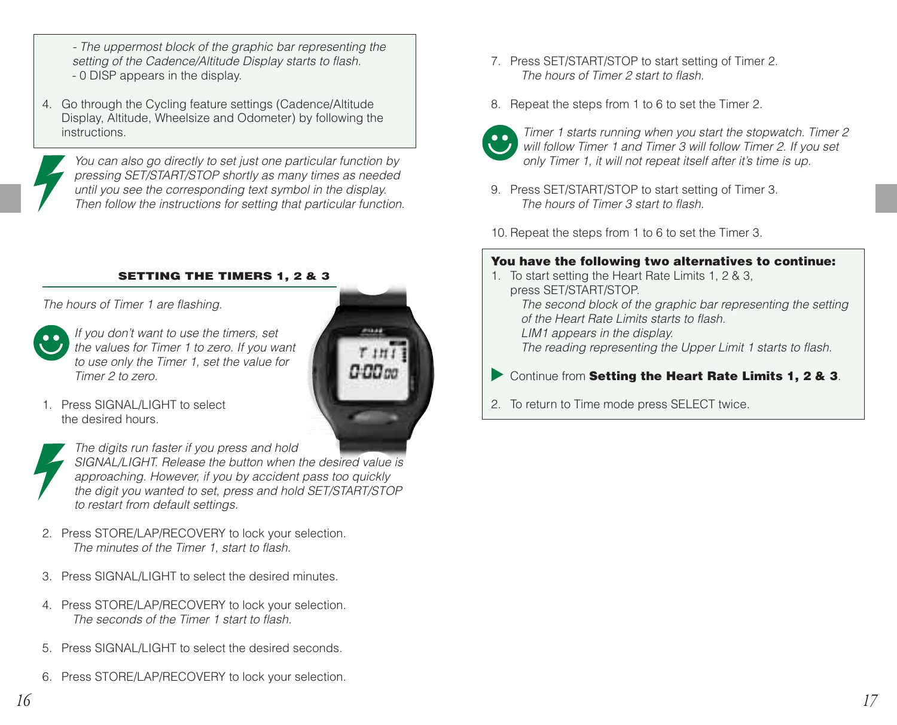*- The uppermost block of the graphic bar representing the setting of the Cadence/Altitude Display starts to flash.*
- 0 DISP appears in the display.

4. Go through the Cycling feature settings (Cadence/Altitude Display, Altitude, Wheelsize and Odometer) by following the instructions.

*You can also go directly to set just one particular function by pressing SET/START/STOP shortly as many times as needed until you see the corresponding text symbol in the display. Then follow the instructions for setting that particular function.*

### SETTING THE TIMERS 1, 2 & 3

*The hours of Timer 1 are flashing.*

*If you don't want to use the timers, set the values for Timer 1 to zero. If you want to use only the Timer 1, set the value for Timer 2 to zero.*

1. Press SIGNAL/LIGHT to select the desired hours.

*The digits run faster if you press and hold SIGNAL/LIGHT. Release the button when the desired value is approaching. However, if you by accident pass too quickly the digit you wanted to set, press and hold SET/START/STOP to restart from default settings.*

2. Press STORE/LAP/RECOVERY to lock your selection.
   *The minutes of the Timer 1, start to flash.*
3. Press SIGNAL/LIGHT to select the desired minutes.
4. Press STORE/LAP/RECOVERY to lock your selection.
   *The seconds of the Timer 1 start to flash.*
5. Press SIGNAL/LIGHT to select the desired seconds.
6. Press STORE/LAP/RECOVERY to lock your selection.
7. Press SET/START/STOP to start setting of Timer 2.
   *The hours of Timer 2 start to flash.*
8. Repeat the steps from 1 to 6 to set the Timer 2.

*Timer 1 starts running when you start the stopwatch. Timer 2 will follow Timer 1 and Timer 3 will follow Timer 2. If you set only Timer 1, it will not repeat itself after it's time is up.*

9. Press SET/START/STOP to start setting of Timer 3.
   *The hours of Timer 3 start to flash.*
10. Repeat the steps from 1 to 6 to set the Timer 3.

**You have the following two alternatives to continue:**

1. To start setting the Heart Rate Limits 1, 2 & 3, press SET/START/STOP.
   *The second block of the graphic bar representing the setting of the Heart Rate Limits starts to flash.*
   *LIM1 appears in the display.*
   *The reading representing the Upper Limit 1 starts to flash.*

▶ Continue from **Setting the Heart Rate Limits 1, 2 & 3**.

2. To return to Time mode press SELECT twice.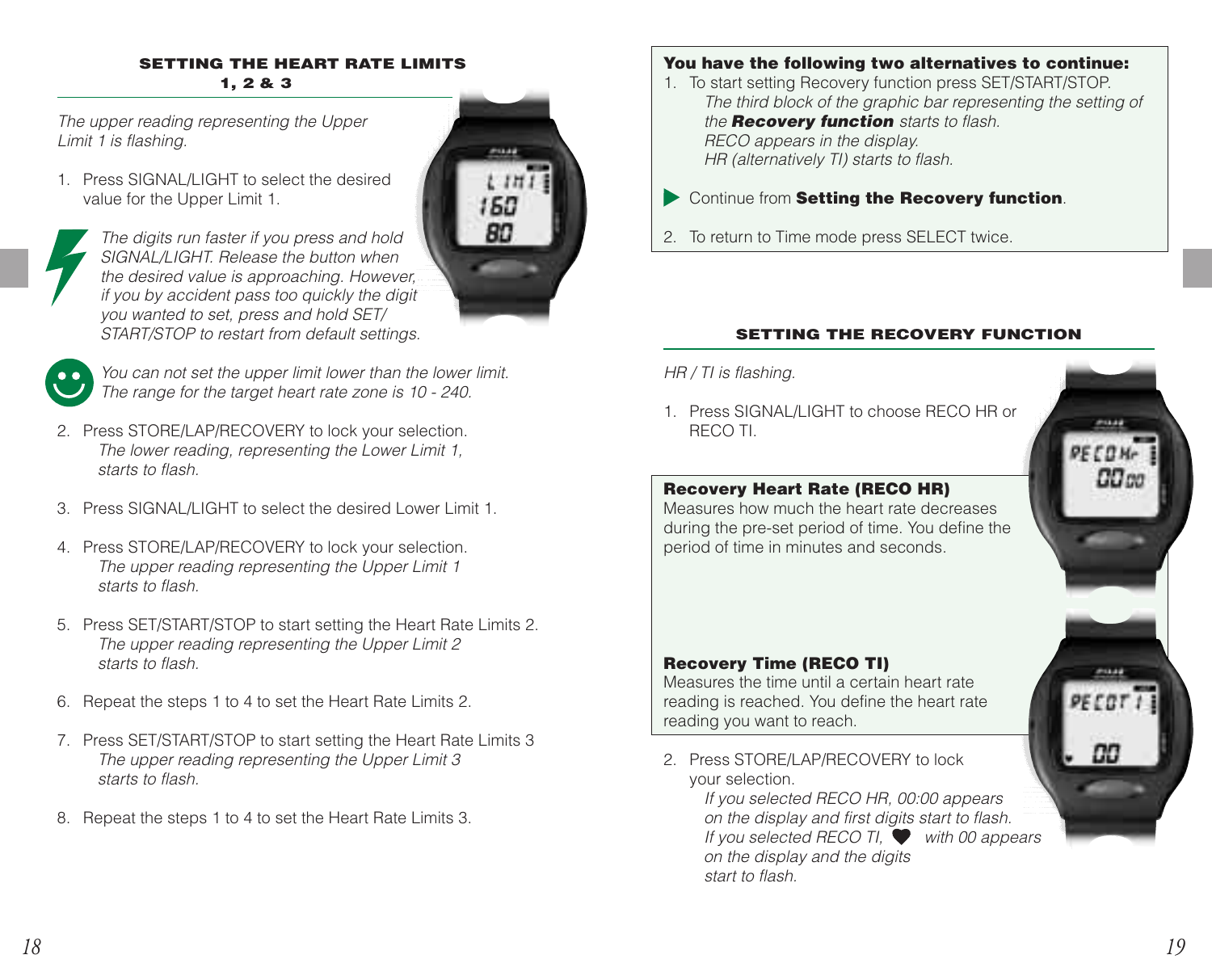## SETTING THE HEART RATE LIMITS 1, 2 & 3

*The upper reading representing the Upper Limit 1 is flashing.*

1. Press SIGNAL/LIGHT to select the desired value for the Upper Limit 1.

*The digits run faster if you press and hold SIGNAL/LIGHT. Release the button when the desired value is approaching. However, if you by accident pass too quickly the digit you wanted to set, press and hold SET/START/STOP to restart from default settings.*

*You can not set the upper limit lower than the lower limit. The range for the target heart rate zone is 10 - 240.*

2. Press STORE/LAP/RECOVERY to lock your selection.
   *The lower reading, representing the Lower Limit 1, starts to flash.*

3. Press SIGNAL/LIGHT to select the desired Lower Limit 1.

4. Press STORE/LAP/RECOVERY to lock your selection.
   *The upper reading representing the Upper Limit 1 starts to flash.*

5. Press SET/START/STOP to start setting the Heart Rate Limits 2.
   *The upper reading representing the Upper Limit 2 starts to flash.*

6. Repeat the steps 1 to 4 to set the Heart Rate Limits 2.

7. Press SET/START/STOP to start setting the Heart Rate Limits 3
   *The upper reading representing the Upper Limit 3 starts to flash.*

8. Repeat the steps 1 to 4 to set the Heart Rate Limits 3.

**You have the following two alternatives to continue:**

1. To start setting Recovery function press SET/START/STOP.
   *The third block of the graphic bar representing the setting of the **Recovery function** starts to flash.*
   *RECO appears in the display.*
   *HR (alternatively TI) starts to flash.*

▶ Continue from **Setting the Recovery function**.

2. To return to Time mode press SELECT twice.

## SETTING THE RECOVERY FUNCTION

*HR / TI is flashing.*

1. Press SIGNAL/LIGHT to choose RECO HR or RECO TI.

**Recovery Heart Rate (RECO HR)**
Measures how much the heart rate decreases during the pre-set period of time. You define the period of time in minutes and seconds.

**Recovery Time (RECO TI)**
Measures the time until a certain heart rate reading is reached. You define the heart rate reading you want to reach.

2. Press STORE/LAP/RECOVERY to lock your selection.
   *If you selected RECO HR, 00:00 appears on the display and first digits start to flash.*
   *If you selected RECO TI, ♥ with 00 appears on the display and the digits start to flash.*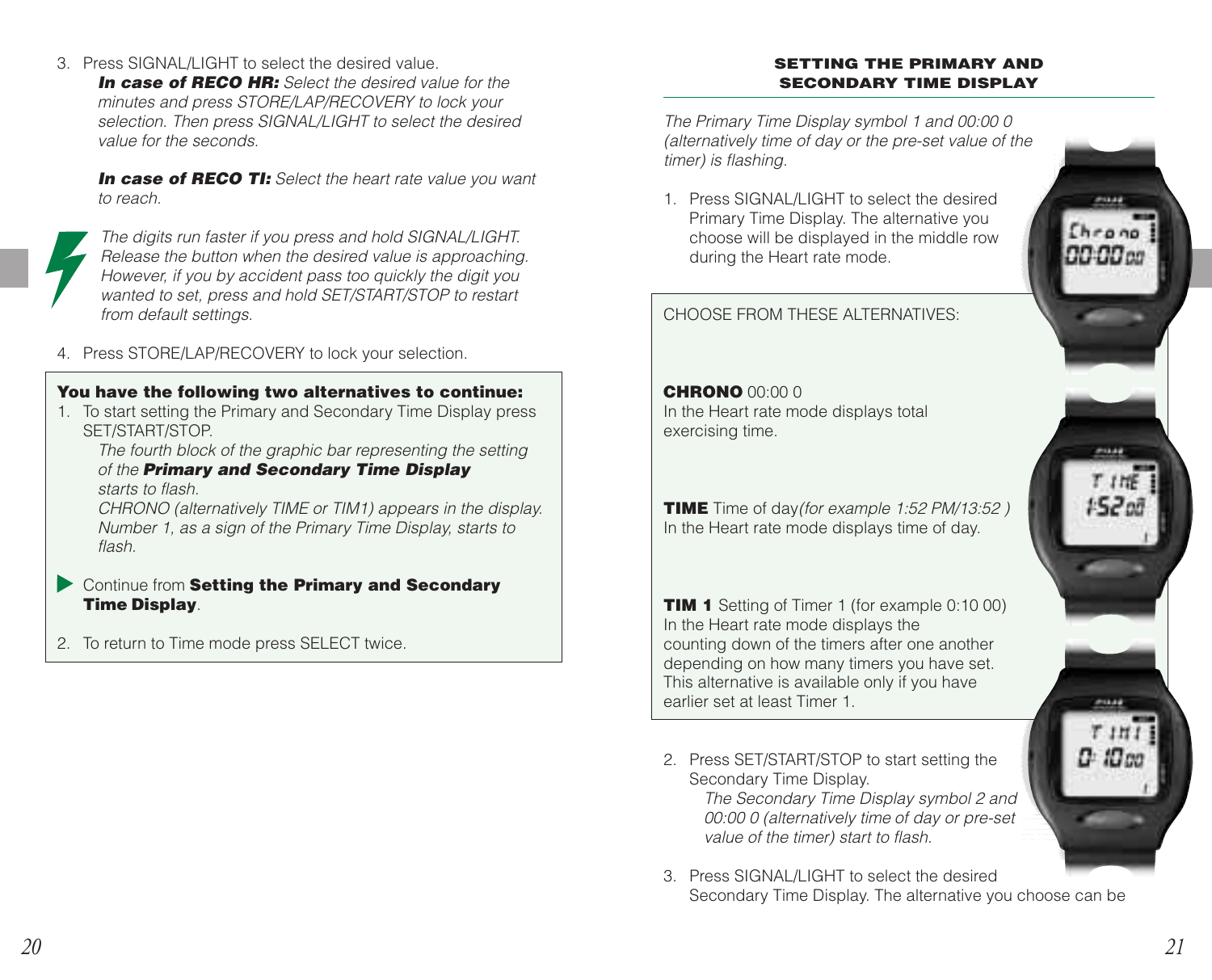3. Press SIGNAL/LIGHT to select the desired value.
   ***In case of RECO HR:*** *Select the desired value for the minutes and press STORE/LAP/RECOVERY to lock your selection. Then press SIGNAL/LIGHT to select the desired value for the seconds.*

   ***In case of RECO TI:*** *Select the heart rate value you want to reach.*

*The digits run faster if you press and hold SIGNAL/LIGHT. Release the button when the desired value is approaching. However, if you by accident pass too quickly the digit you wanted to set, press and hold SET/START/STOP to restart from default settings.*

4. Press STORE/LAP/RECOVERY to lock your selection.

**You have the following two alternatives to continue:**

1. To start setting the Primary and Secondary Time Display press SET/START/STOP.
   *The fourth block of the graphic bar representing the setting of the* ***Primary and Secondary Time Display*** *starts to flash.*
   *CHRONO (alternatively TIME or TIM1) appears in the display. Number 1, as a sign of the Primary Time Display, starts to flash.*

▶ Continue from **Setting the Primary and Secondary Time Display**.

2. To return to Time mode press SELECT twice.

## SETTING THE PRIMARY AND SECONDARY TIME DISPLAY

*The Primary Time Display symbol 1 and 00:00 0 (alternatively time of day or the pre-set value of the timer) is flashing.*

1. Press SIGNAL/LIGHT to select the desired Primary Time Display. The alternative you choose will be displayed in the middle row during the Heart rate mode.

CHOOSE FROM THESE ALTERNATIVES:

**CHRONO** 00:00 0
In the Heart rate mode displays total exercising time.

**TIME** Time of day *(for example 1:52 PM/13:52 )*
In the Heart rate mode displays time of day.

**TIM 1** Setting of Timer 1 (for example 0:10 00)
In the Heart rate mode displays the counting down of the timers after one another depending on how many timers you have set. This alternative is available only if you have earlier set at least Timer 1.

2. Press SET/START/STOP to start setting the Secondary Time Display.
   *The Secondary Time Display symbol 2 and 00:00 0 (alternatively time of day or pre-set value of the timer) start to flash.*

3. Press SIGNAL/LIGHT to select the desired Secondary Time Display. The alternative you choose can be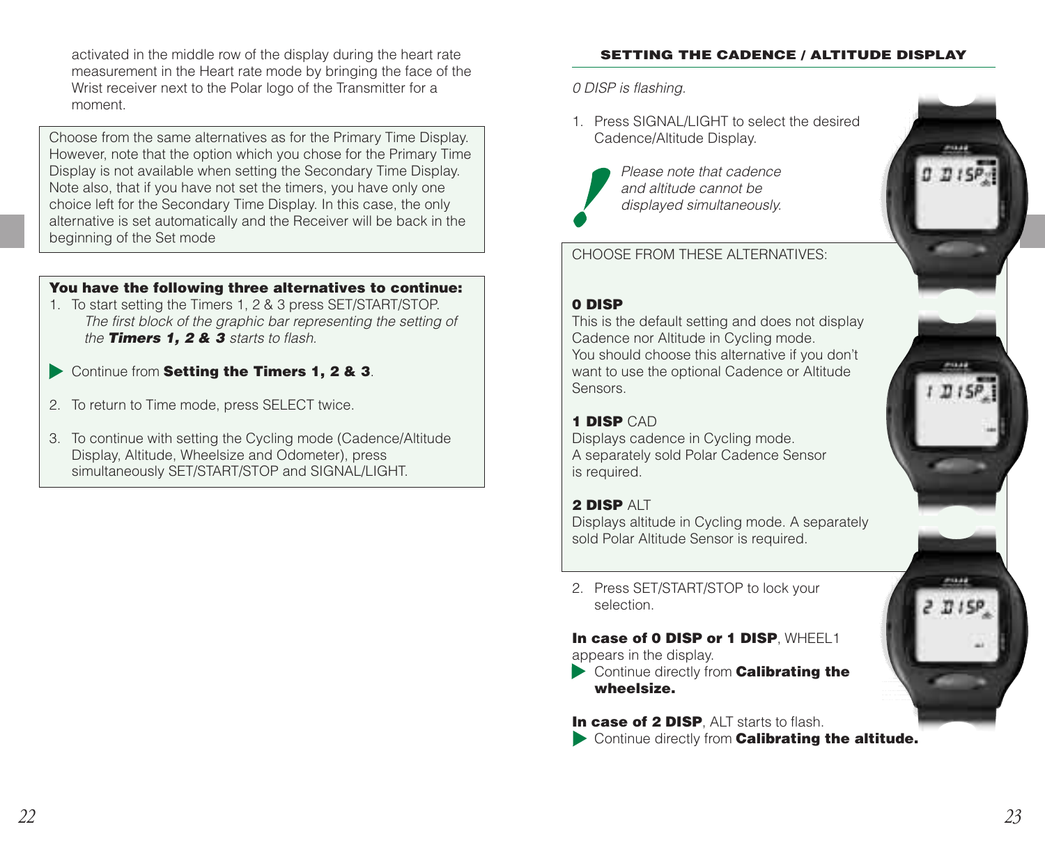activated in the middle row of the display during the heart rate measurement in the Heart rate mode by bringing the face of the Wrist receiver next to the Polar logo of the Transmitter for a moment.

Choose from the same alternatives as for the Primary Time Display. However, note that the option which you chose for the Primary Time Display is not available when setting the Secondary Time Display. Note also, that if you have not set the timers, you have only one choice left for the Secondary Time Display. In this case, the only alternative is set automatically and the Receiver will be back in the beginning of the Set mode

**You have the following three alternatives to continue:**

1. To start setting the Timers 1, 2 & 3 press SET/START/STOP.
   *The first block of the graphic bar representing the setting of the **Timers 1, 2 & 3** starts to flash.*

▶ Continue from **Setting the Timers 1, 2 & 3**.

2. To return to Time mode, press SELECT twice.

3. To continue with setting the Cycling mode (Cadence/Altitude Display, Altitude, Wheelsize and Odometer), press simultaneously SET/START/STOP and SIGNAL/LIGHT.

## SETTING THE CADENCE / ALTITUDE DISPLAY

*0 DISP is flashing.*

1. Press SIGNAL/LIGHT to select the desired Cadence/Altitude Display.

*Please note that cadence and altitude cannot be displayed simultaneously.*

CHOOSE FROM THESE ALTERNATIVES:

**0 DISP**
This is the default setting and does not display Cadence nor Altitude in Cycling mode. You should choose this alternative if you don't want to use the optional Cadence or Altitude Sensors.

**1 DISP** CAD
Displays cadence in Cycling mode. A separately sold Polar Cadence Sensor is required.

**2 DISP** ALT
Displays altitude in Cycling mode. A separately sold Polar Altitude Sensor is required.

2. Press SET/START/STOP to lock your selection.

**In case of 0 DISP or 1 DISP**, WHEEL1 appears in the display.
▶ Continue directly from **Calibrating the wheelsize.**

**In case of 2 DISP**, ALT starts to flash.
▶ Continue directly from **Calibrating the altitude.**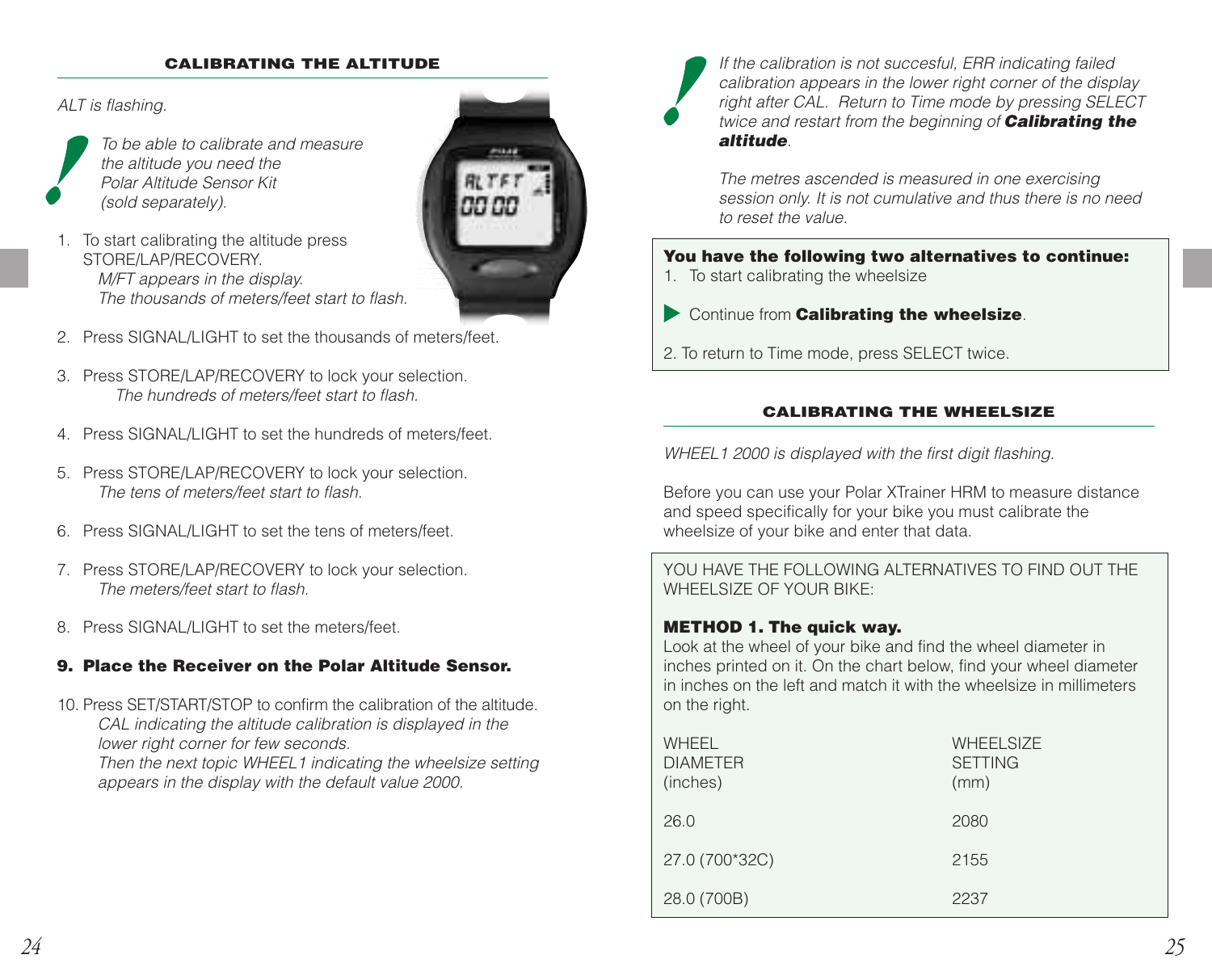### CALIBRATING THE ALTITUDE

*ALT is flashing.*

*To be able to calibrate and measure the altitude you need the Polar Altitude Sensor Kit (sold separately).*

1. To start calibrating the altitude press STORE/LAP/RECOVERY.
   *M/FT appears in the display.*
   *The thousands of meters/feet start to flash.*
2. Press SIGNAL/LIGHT to set the thousands of meters/feet.
3. Press STORE/LAP/RECOVERY to lock your selection.
   *The hundreds of meters/feet start to flash.*
4. Press SIGNAL/LIGHT to set the hundreds of meters/feet.
5. Press STORE/LAP/RECOVERY to lock your selection.
   *The tens of meters/feet start to flash.*
6. Press SIGNAL/LIGHT to set the tens of meters/feet.
7. Press STORE/LAP/RECOVERY to lock your selection.
   *The meters/feet start to flash.*
8. Press SIGNAL/LIGHT to set the meters/feet.
9. **Place the Receiver on the Polar Altitude Sensor.**
10. Press SET/START/STOP to confirm the calibration of the altitude.
    *CAL indicating the altitude calibration is displayed in the lower right corner for few seconds.*
    *Then the next topic WHEEL1 indicating the wheelsize setting appears in the display with the default value 2000.*

*If the calibration is not succesful, ERR indicating failed calibration appears in the lower right corner of the display right after CAL. Return to Time mode by pressing SELECT twice and restart from the beginning of **Calibrating the altitude**.*

*The metres ascended is measured in one exercising session only. It is not cumulative and thus there is no need to reset the value.*

**You have the following two alternatives to continue:**

1. To start calibrating the wheelsize

▶ Continue from **Calibrating the wheelsize**.

2. To return to Time mode, press SELECT twice.

### CALIBRATING THE WHEELSIZE

*WHEEL1 2000 is displayed with the first digit flashing.*

Before you can use your Polar XTrainer HRM to measure distance and speed specifically for your bike you must calibrate the wheelsize of your bike and enter that data.

YOU HAVE THE FOLLOWING ALTERNATIVES TO FIND OUT THE WHEELSIZE OF YOUR BIKE:

**METHOD 1. The quick way.**
Look at the wheel of your bike and find the wheel diameter in inches printed on it. On the chart below, find your wheel diameter in inches on the left and match it with the wheelsize in millimeters on the right.

| WHEEL DIAMETER (inches) | WHEELSIZE SETTING (mm) |
|---|---|
| 26.0 | 2080 |
| 27.0 (700*32C) | 2155 |
| 28.0 (700B) | 2237 |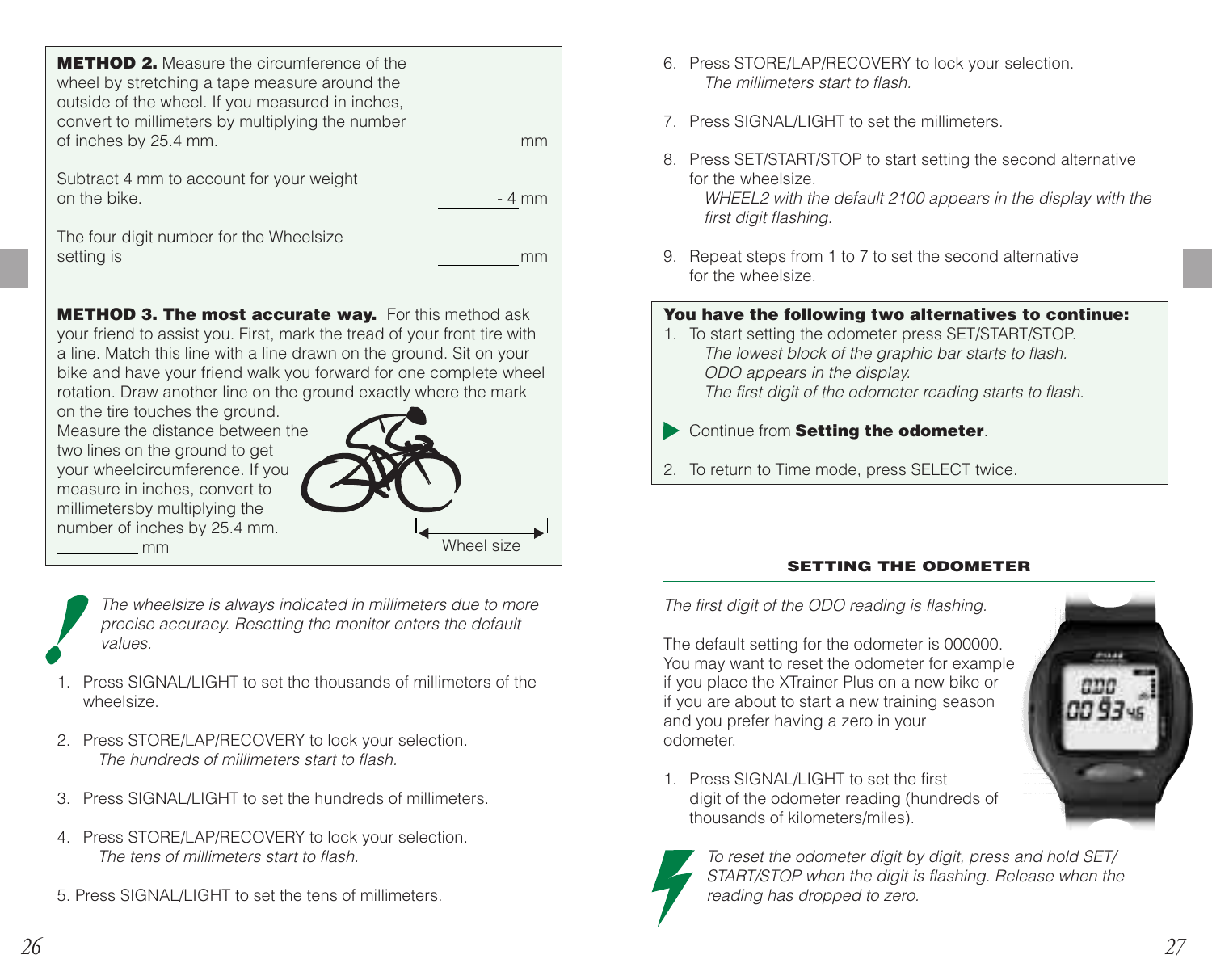**METHOD 2.** Measure the circumference of the wheel by stretching a tape measure around the outside of the wheel. If you measured in inches, convert to millimeters by multiplying the number of inches by 25.4 mm. _________ mm

Subtract 4 mm to account for your weight on the bike. _________ - 4 mm

The four digit number for the Wheelsize setting is _________ mm

**METHOD 3. The most accurate way.** For this method ask your friend to assist you. First, mark the tread of your front tire with a line. Match this line with a line drawn on the ground. Sit on your bike and have your friend walk you forward for one complete wheel rotation. Draw another line on the ground exactly where the mark on the tire touches the ground. Measure the distance between the two lines on the ground to get your wheelcircumference. If you measure in inches, convert to millimetersby multiplying the number of inches by 25.4 mm.
_________ mm

Wheel size

*The wheelsize is always indicated in millimeters due to more precise accuracy. Resetting the monitor enters the default values.*

1. Press SIGNAL/LIGHT to set the thousands of millimeters of the wheelsize.
2. Press STORE/LAP/RECOVERY to lock your selection.
   *The hundreds of millimeters start to flash.*
3. Press SIGNAL/LIGHT to set the hundreds of millimeters.
4. Press STORE/LAP/RECOVERY to lock your selection.
   *The tens of millimeters start to flash.*
5. Press SIGNAL/LIGHT to set the tens of millimeters.
6. Press STORE/LAP/RECOVERY to lock your selection.
   *The millimeters start to flash.*
7. Press SIGNAL/LIGHT to set the millimeters.
8. Press SET/START/STOP to start setting the second alternative for the wheelsize.
   *WHEEL2 with the default 2100 appears in the display with the first digit flashing.*
9. Repeat steps from 1 to 7 to set the second alternative for the wheelsize.

**You have the following two alternatives to continue:**

1. To start setting the odometer press SET/START/STOP.
   *The lowest block of the graphic bar starts to flash.*
   *ODO appears in the display.*
   *The first digit of the odometer reading starts to flash.*

▶ Continue from **Setting the odometer**.

2. To return to Time mode, press SELECT twice.

## SETTING THE ODOMETER

*The first digit of the ODO reading is flashing.*

The default setting for the odometer is 000000. You may want to reset the odometer for example if you place the XTrainer Plus on a new bike or if you are about to start a new training season and you prefer having a zero in your odometer.

1. Press SIGNAL/LIGHT to set the first digit of the odometer reading (hundreds of thousands of kilometers/miles).

*To reset the odometer digit by digit, press and hold SET/START/STOP when the digit is flashing. Release when the reading has dropped to zero.*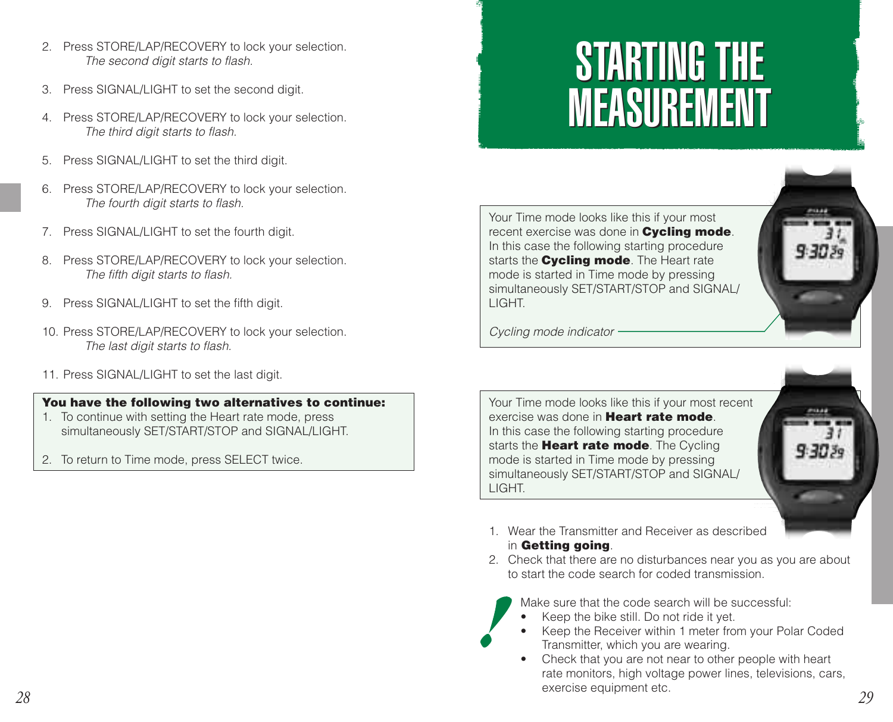2. Press STORE/LAP/RECOVERY to lock your selection.
   *The second digit starts to flash.*

3. Press SIGNAL/LIGHT to set the second digit.

4. Press STORE/LAP/RECOVERY to lock your selection.
   *The third digit starts to flash.*

5. Press SIGNAL/LIGHT to set the third digit.

6. Press STORE/LAP/RECOVERY to lock your selection.
   *The fourth digit starts to flash.*

7. Press SIGNAL/LIGHT to set the fourth digit.

8. Press STORE/LAP/RECOVERY to lock your selection.
   *The fifth digit starts to flash.*

9. Press SIGNAL/LIGHT to set the fifth digit.

10. Press STORE/LAP/RECOVERY to lock your selection.
    *The last digit starts to flash.*

11. Press SIGNAL/LIGHT to set the last digit.

**You have the following two alternatives to continue:**

1. To continue with setting the Heart rate mode, press simultaneously SET/START/STOP and SIGNAL/LIGHT.

2. To return to Time mode, press SELECT twice.

# STARTING THE MEASUREMENT

Your Time mode looks like this if your most recent exercise was done in **Cycling mode**. In this case the following starting procedure starts the **Cycling mode**. The Heart rate mode is started in Time mode by pressing simultaneously SET/START/STOP and SIGNAL/LIGHT.

*Cycling mode indicator*

Your Time mode looks like this if your most recent exercise was done in **Heart rate mode**. In this case the following starting procedure starts the **Heart rate mode**. The Cycling mode is started in Time mode by pressing simultaneously SET/START/STOP and SIGNAL/LIGHT.

1. Wear the Transmitter and Receiver as described in **Getting going**.
2. Check that there are no disturbances near you as you are about to start the code search for coded transmission.

Make sure that the code search will be successful:

- Keep the bike still. Do not ride it yet.
- Keep the Receiver within 1 meter from your Polar Coded Transmitter, which you are wearing.
- Check that you are not near to other people with heart rate monitors, high voltage power lines, televisions, cars, exercise equipment etc.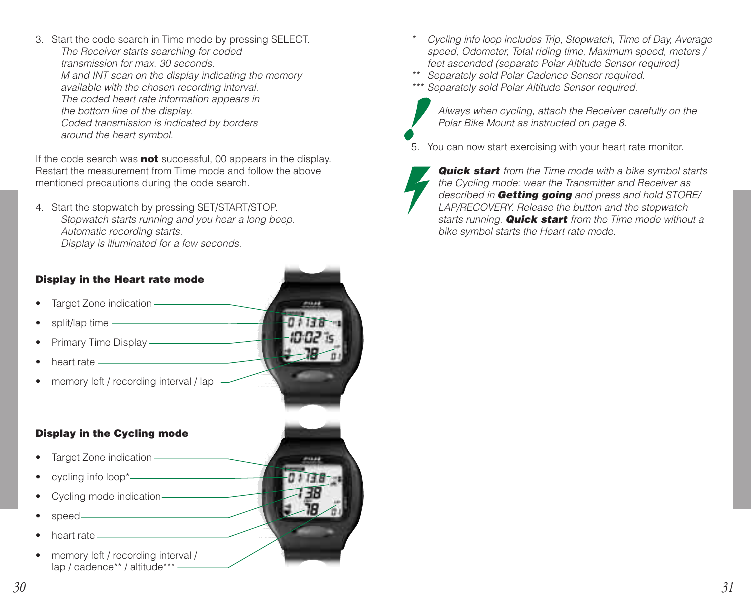3. Start the code search in Time mode by pressing SELECT.
   *The Receiver starts searching for coded transmission for max. 30 seconds.*
   *M and INT scan on the display indicating the memory available with the chosen recording interval.*
   *The coded heart rate information appears in the bottom line of the display.*
   *Coded transmission is indicated by borders around the heart symbol.*

If the code search was **not** successful, 00 appears in the display. Restart the measurement from Time mode and follow the above mentioned precautions during the code search.

4. Start the stopwatch by pressing SET/START/STOP.
   *Stopwatch starts running and you hear a long beep.*
   *Automatic recording starts.*
   *Display is illuminated for a few seconds.*

**Display in the Heart rate mode**

- Target Zone indication
- split/lap time
- Primary Time Display
- heart rate
- memory left / recording interval / lap

**Display in the Cycling mode**

- Target Zone indication
- cycling info loop*
- Cycling mode indication
- speed
- heart rate
- memory left / recording interval / lap / cadence** / altitude***

\* *Cycling info loop includes Trip, Stopwatch, Time of Day, Average speed, Odometer, Total riding time, Maximum speed, meters / feet ascended (separate Polar Altitude Sensor required)*

\** *Separately sold Polar Cadence Sensor required.*

\*** *Separately sold Polar Altitude Sensor required.*

*Always when cycling, attach the Receiver carefully on the Polar Bike Mount as instructed on page 8.*

5. You can now start exercising with your heart rate monitor.

***Quick start*** *from the Time mode with a bike symbol starts the Cycling mode: wear the Transmitter and Receiver as described in* ***Getting going*** *and press and hold STORE/LAP/RECOVERY. Release the button and the stopwatch starts running.* ***Quick start*** *from the Time mode without a bike symbol starts the Heart rate mode.*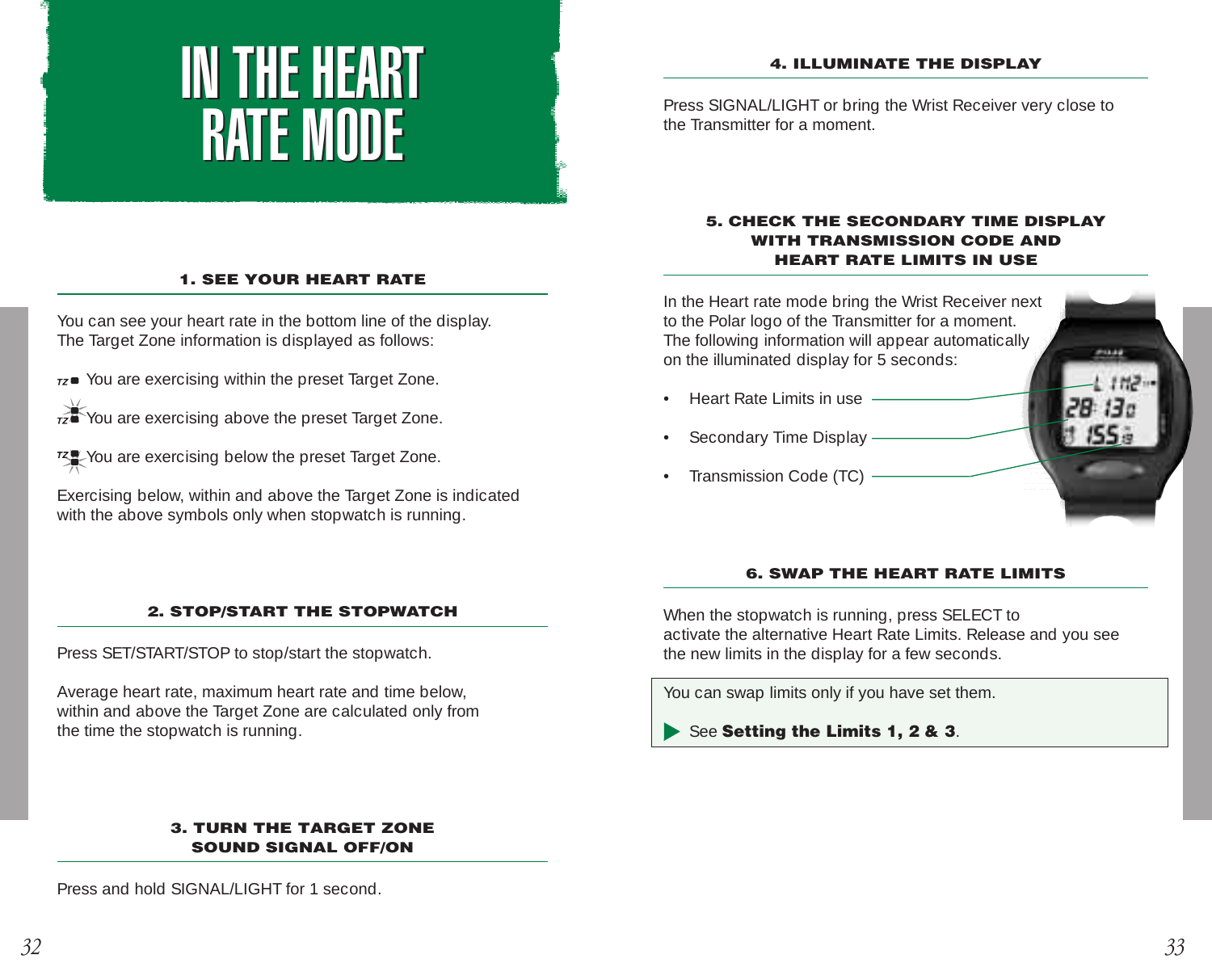# IN THE HEART RATE MODE

## 1. SEE YOUR HEART RATE

You can see your heart rate in the bottom line of the display. The Target Zone information is displayed as follows:

TZ■ You are exercising within the preset Target Zone.

TZ■ You are exercising above the preset Target Zone.

TZ■ You are exercising below the preset Target Zone.

Exercising below, within and above the Target Zone is indicated with the above symbols only when stopwatch is running.

## 2. STOP/START THE STOPWATCH

Press SET/START/STOP to stop/start the stopwatch.

Average heart rate, maximum heart rate and time below, within and above the Target Zone are calculated only from the time the stopwatch is running.

## 3. TURN THE TARGET ZONE SOUND SIGNAL OFF/ON

Press and hold SIGNAL/LIGHT for 1 second.

## 4. ILLUMINATE THE DISPLAY

Press SIGNAL/LIGHT or bring the Wrist Receiver very close to the Transmitter for a moment.

## 5. CHECK THE SECONDARY TIME DISPLAY WITH TRANSMISSION CODE AND HEART RATE LIMITS IN USE

In the Heart rate mode bring the Wrist Receiver next to the Polar logo of the Transmitter for a moment. The following information will appear automatically on the illuminated display for 5 seconds:

- Heart Rate Limits in use
- Secondary Time Display
- Transmission Code (TC)

## 6. SWAP THE HEART RATE LIMITS

When the stopwatch is running, press SELECT to activate the alternative Heart Rate Limits. Release and you see the new limits in the display for a few seconds.

> You can swap limits only if you have set them.
>
> ▶ See **Setting the Limits 1, 2 & 3**.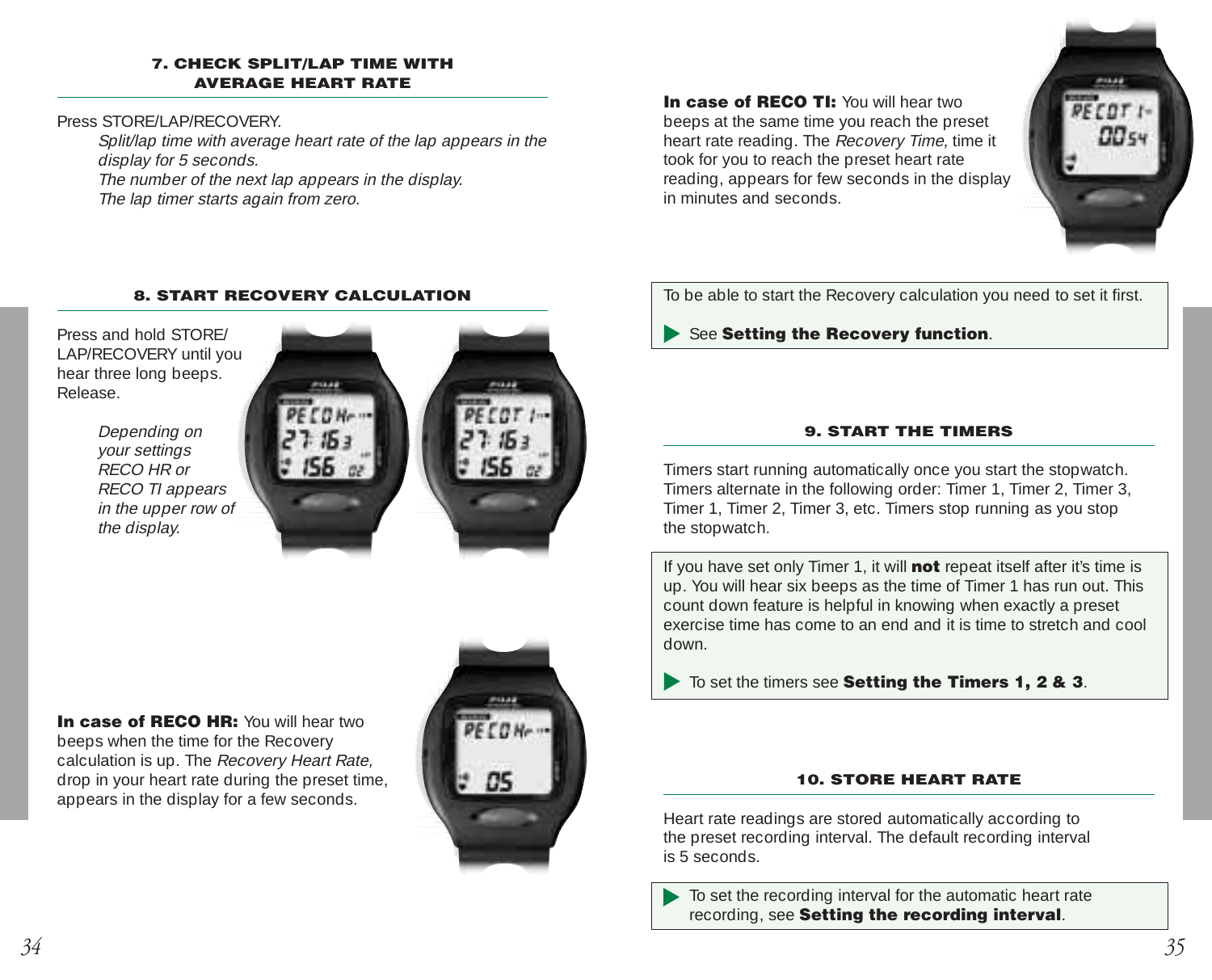### 7. CHECK SPLIT/LAP TIME WITH AVERAGE HEART RATE

Press STORE/LAP/RECOVERY.

*Split/lap time with average heart rate of the lap appears in the display for 5 seconds.*
*The number of the next lap appears in the display.*
*The lap timer starts again from zero.*

### 8. START RECOVERY CALCULATION

Press and hold STORE/LAP/RECOVERY until you hear three long beeps. Release.

*Depending on your settings RECO HR or RECO TI appears in the upper row of the display.*

**In case of RECO HR:** You will hear two beeps when the time for the Recovery calculation is up. The *Recovery Heart Rate,* drop in your heart rate during the preset time, appears in the display for a few seconds.

**In case of RECO TI:** You will hear two beeps at the same time you reach the preset heart rate reading. The *Recovery Time,* time it took for you to reach the preset heart rate reading, appears for few seconds in the display in minutes and seconds.

To be able to start the Recovery calculation you need to set it first.

▶ See **Setting the Recovery function**.

### 9. START THE TIMERS

Timers start running automatically once you start the stopwatch. Timers alternate in the following order: Timer 1, Timer 2, Timer 3, Timer 1, Timer 2, Timer 3, etc. Timers stop running as you stop the stopwatch.

If you have set only Timer 1, it will **not** repeat itself after it's time is up. You will hear six beeps as the time of Timer 1 has run out. This count down feature is helpful in knowing when exactly a preset exercise time has come to an end and it is time to stretch and cool down.

▶ To set the timers see **Setting the Timers 1, 2 & 3**.

### 10. STORE HEART RATE

Heart rate readings are stored automatically according to the preset recording interval. The default recording interval is 5 seconds.

▶ To set the recording interval for the automatic heart rate recording, see **Setting the recording interval**.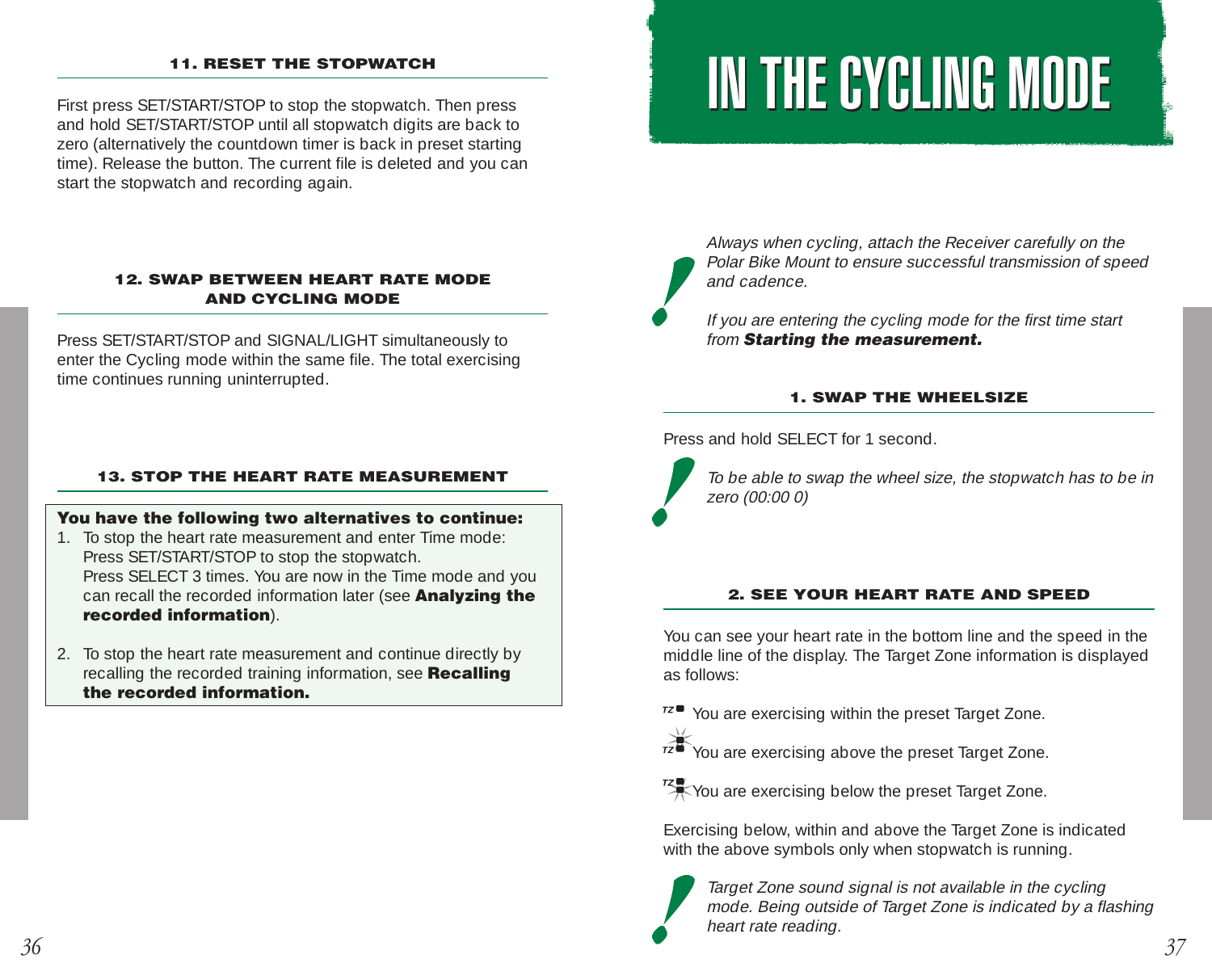### 11. RESET THE STOPWATCH

First press SET/START/STOP to stop the stopwatch. Then press and hold SET/START/STOP until all stopwatch digits are back to zero (alternatively the countdown timer is back in preset starting time). Release the button. The current file is deleted and you can start the stopwatch and recording again.

### 12. SWAP BETWEEN HEART RATE MODE AND CYCLING MODE

Press SET/START/STOP and SIGNAL/LIGHT simultaneously to enter the Cycling mode within the same file. The total exercising time continues running uninterrupted.

### 13. STOP THE HEART RATE MEASUREMENT

**You have the following two alternatives to continue:**

1. To stop the heart rate measurement and enter Time mode: Press SET/START/STOP to stop the stopwatch. Press SELECT 3 times. You are now in the Time mode and you can recall the recorded information later (see **Analyzing the recorded information**).
2. To stop the heart rate measurement and continue directly by recalling the recorded training information, see **Recalling the recorded information.**

# IN THE CYCLING MODE

*Always when cycling, attach the Receiver carefully on the Polar Bike Mount to ensure successful transmission of speed and cadence.*

*If you are entering the cycling mode for the first time start from* ***Starting the measurement.***

### 1. SWAP THE WHEELSIZE

Press and hold SELECT for 1 second.

*To be able to swap the wheel size, the stopwatch has to be in zero (00:00 0)*

### 2. SEE YOUR HEART RATE AND SPEED

You can see your heart rate in the bottom line and the speed in the middle line of the display. The Target Zone information is displayed as follows:

TZ You are exercising within the preset Target Zone.

TZ You are exercising above the preset Target Zone.

TZ You are exercising below the preset Target Zone.

Exercising below, within and above the Target Zone is indicated with the above symbols only when stopwatch is running.

*Target Zone sound signal is not available in the cycling mode. Being outside of Target Zone is indicated by a flashing heart rate reading.*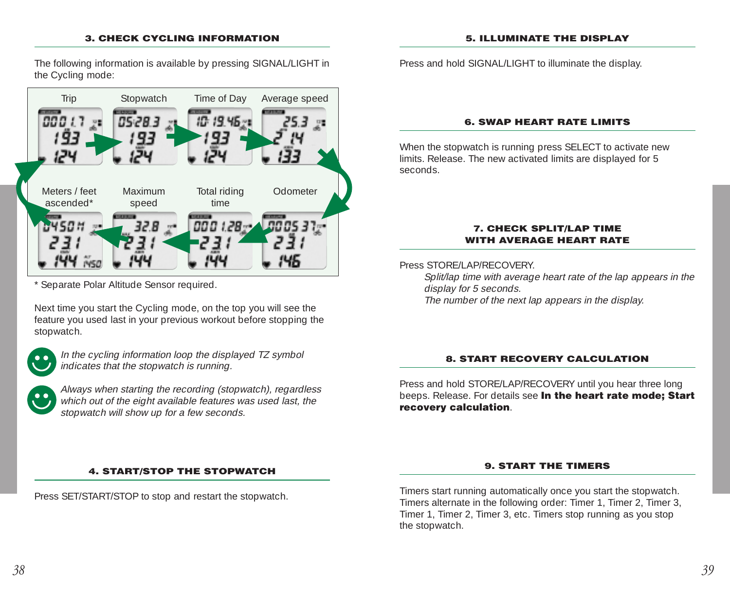### 3. CHECK CYCLING INFORMATION

The following information is available by pressing SIGNAL/LIGHT in the Cycling mode:

Trip | Stopwatch | Time of Day | Average speed

Meters / feet ascended* | Maximum speed | Total riding time | Odometer

\* Separate Polar Altitude Sensor required.

Next time you start the Cycling mode, on the top you will see the feature you used last in your previous workout before stopping the stopwatch.

*In the cycling information loop the displayed TZ symbol indicates that the stopwatch is running.*

*Always when starting the recording (stopwatch), regardless which out of the eight available features was used last, the stopwatch will show up for a few seconds.*

### 4. START/STOP THE STOPWATCH

Press SET/START/STOP to stop and restart the stopwatch.

### 5. ILLUMINATE THE DISPLAY

Press and hold SIGNAL/LIGHT to illuminate the display.

### 6. SWAP HEART RATE LIMITS

When the stopwatch is running press SELECT to activate new limits. Release. The new activated limits are displayed for 5 seconds.

### 7. CHECK SPLIT/LAP TIME WITH AVERAGE HEART RATE

Press STORE/LAP/RECOVERY.

*Split/lap time with average heart rate of the lap appears in the display for 5 seconds.*
*The number of the next lap appears in the display.*

### 8. START RECOVERY CALCULATION

Press and hold STORE/LAP/RECOVERY until you hear three long beeps. Release. For details see **In the heart rate mode; Start recovery calculation**.

### 9. START THE TIMERS

Timers start running automatically once you start the stopwatch. Timers alternate in the following order: Timer 1, Timer 2, Timer 3, Timer 1, Timer 2, Timer 3, etc. Timers stop running as you stop the stopwatch.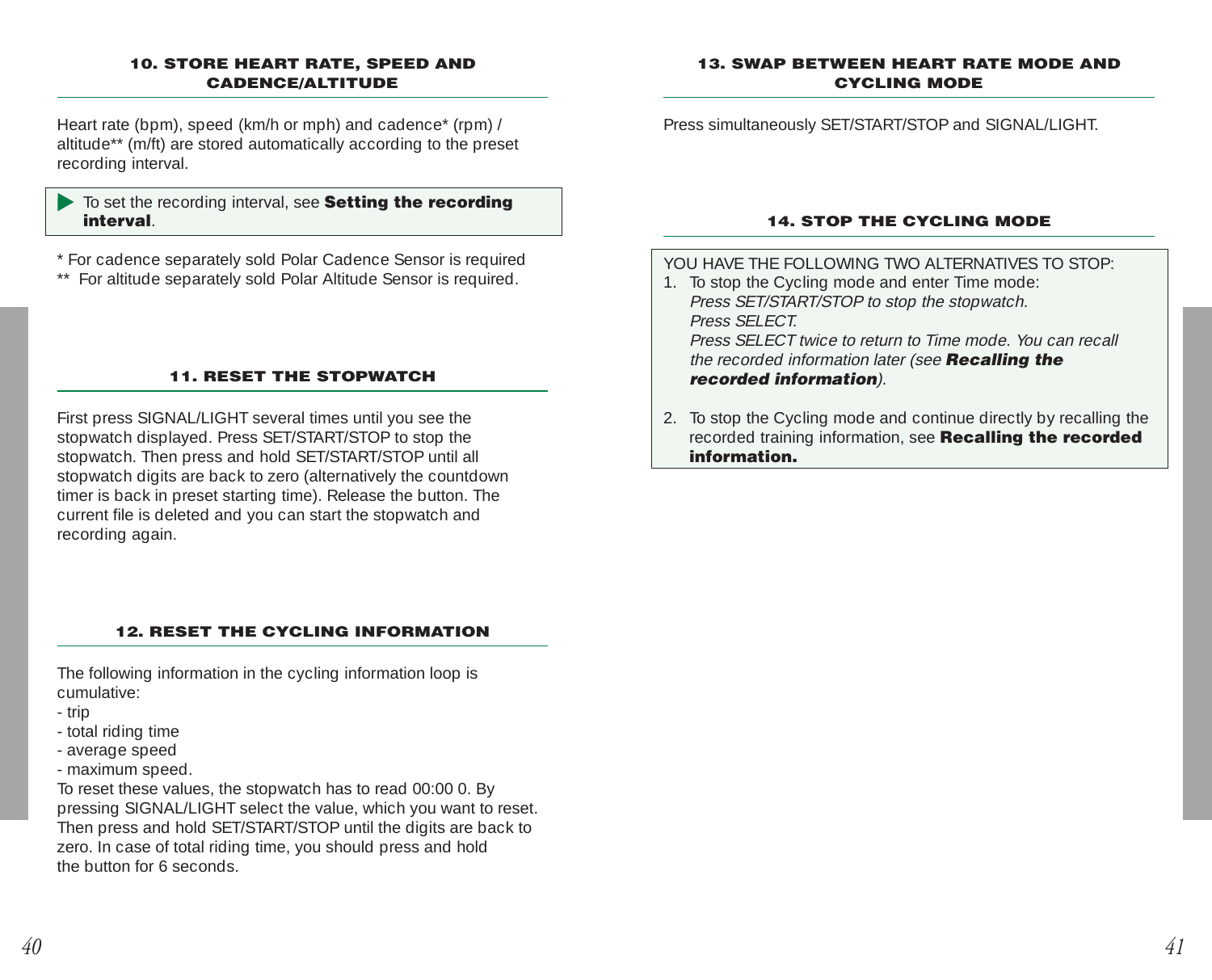## 10. STORE HEART RATE, SPEED AND CADENCE/ALTITUDE

Heart rate (bpm), speed (km/h or mph) and cadence* (rpm) / altitude** (m/ft) are stored automatically according to the preset recording interval.

> ▶ To set the recording interval, see **Setting the recording interval**.

* For cadence separately sold Polar Cadence Sensor is required

** For altitude separately sold Polar Altitude Sensor is required.

## 11. RESET THE STOPWATCH

First press SIGNAL/LIGHT several times until you see the stopwatch displayed. Press SET/START/STOP to stop the stopwatch. Then press and hold SET/START/STOP until all stopwatch digits are back to zero (alternatively the countdown timer is back in preset starting time). Release the button. The current file is deleted and you can start the stopwatch and recording again.

## 12. RESET THE CYCLING INFORMATION

The following information in the cycling information loop is cumulative:

- trip
- total riding time
- average speed
- maximum speed.

To reset these values, the stopwatch has to read 00:00 0. By pressing SIGNAL/LIGHT select the value, which you want to reset. Then press and hold SET/START/STOP until the digits are back to zero. In case of total riding time, you should press and hold the button for 6 seconds.

## 13. SWAP BETWEEN HEART RATE MODE AND CYCLING MODE

Press simultaneously SET/START/STOP and SIGNAL/LIGHT.

## 14. STOP THE CYCLING MODE

YOU HAVE THE FOLLOWING TWO ALTERNATIVES TO STOP:

1. To stop the Cycling mode and enter Time mode:
   *Press SET/START/STOP to stop the stopwatch.*
   *Press SELECT.*
   *Press SELECT twice to return to Time mode. You can recall the recorded information later (see* ***Recalling the recorded information****).*

2. To stop the Cycling mode and continue directly by recalling the recorded training information, see **Recalling the recorded information.**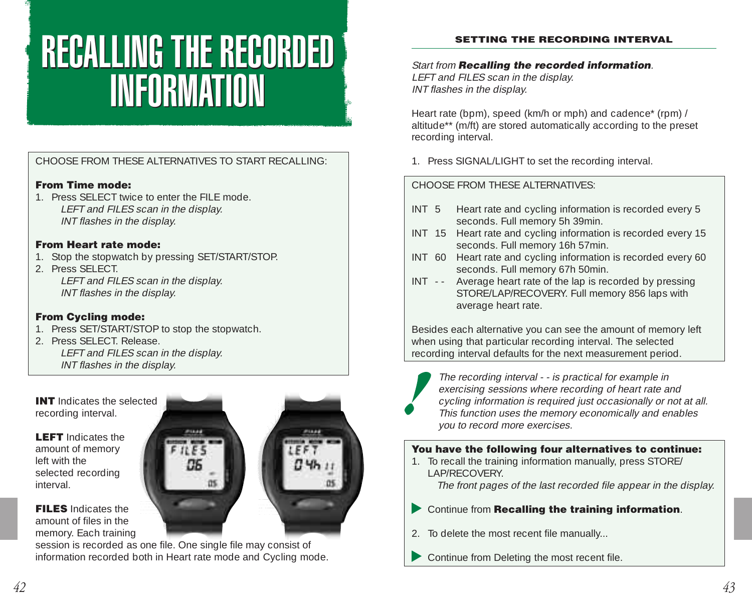# RECALLING THE RECORDED INFORMATION

CHOOSE FROM THESE ALTERNATIVES TO START RECALLING:

**From Time mode:**

1. Press SELECT twice to enter the FILE mode.
   *LEFT and FILES scan in the display.*
   *INT flashes in the display.*

**From Heart rate mode:**

1. Stop the stopwatch by pressing SET/START/STOP.
2. Press SELECT.
   *LEFT and FILES scan in the display.*
   *INT flashes in the display.*

**From Cycling mode:**

1. Press SET/START/STOP to stop the stopwatch.
2. Press SELECT. Release.
   *LEFT and FILES scan in the display.*
   *INT flashes in the display.*

**INT** Indicates the selected recording interval.

**LEFT** Indicates the amount of memory left with the selected recording interval.

**FILES** Indicates the amount of files in the memory. Each training session is recorded as one file. One single file may consist of information recorded both in Heart rate mode and Cycling mode.

## SETTING THE RECORDING INTERVAL

*Start from* ***Recalling the recorded information****.*
*LEFT and FILES scan in the display.*
*INT flashes in the display.*

Heart rate (bpm), speed (km/h or mph) and cadence* (rpm) / altitude** (m/ft) are stored automatically according to the preset recording interval.

1. Press SIGNAL/LIGHT to set the recording interval.

CHOOSE FROM THESE ALTERNATIVES:

| | |
|---|---|
| INT 5 | Heart rate and cycling information is recorded every 5 seconds. Full memory 5h 39min. |
| INT 15 | Heart rate and cycling information is recorded every 15 seconds. Full memory 16h 57min. |
| INT 60 | Heart rate and cycling information is recorded every 60 seconds. Full memory 67h 50min. |
| INT - - | Average heart rate of the lap is recorded by pressing STORE/LAP/RECOVERY. Full memory 856 laps with average heart rate. |

Besides each alternative you can see the amount of memory left when using that particular recording interval. The selected recording interval defaults for the next measurement period.

*The recording interval - - is practical for example in exercising sessions where recording of heart rate and cycling information is required just occasionally or not at all. This function uses the memory economically and enables you to record more exercises.*

**You have the following four alternatives to continue:**

1. To recall the training information manually, press STORE/LAP/RECOVERY.
   *The front pages of the last recorded file appear in the display.*

▶ Continue from **Recalling the training information**.

2. To delete the most recent file manually...

▶ Continue from Deleting the most recent file.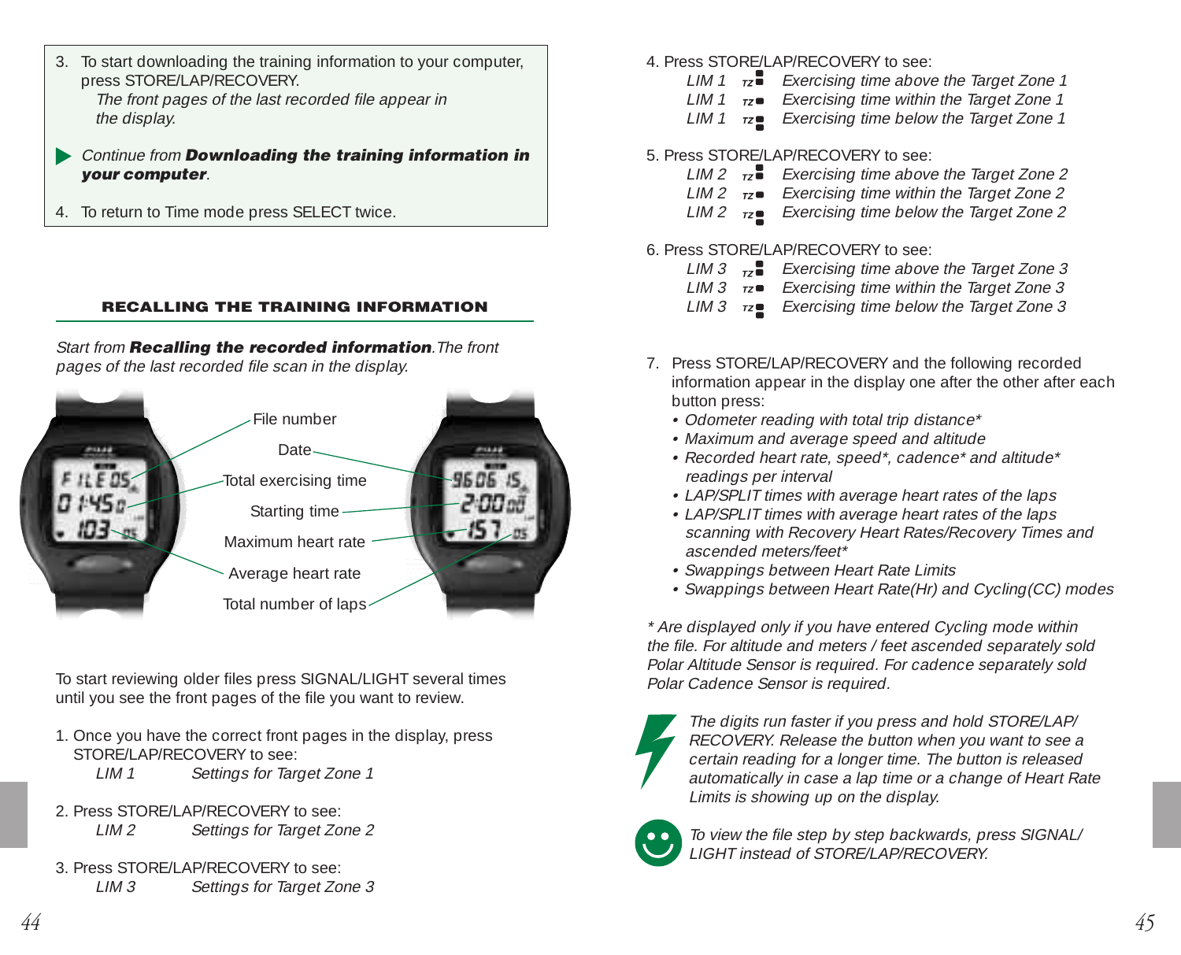3. To start downloading the training information to your computer, press STORE/LAP/RECOVERY.
   *The front pages of the last recorded file appear in the display.*

▶ *Continue from* ***Downloading the training information in your computer****.*

4. To return to Time mode press SELECT twice.

## RECALLING THE TRAINING INFORMATION

*Start from* ***Recalling the recorded information****. The front pages of the last recorded file scan in the display.*

File number
Date
Total exercising time
Starting time
Maximum heart rate
Average heart rate
Total number of laps

To start reviewing older files press SIGNAL/LIGHT several times until you see the front pages of the file you want to review.

1. Once you have the correct front pages in the display, press STORE/LAP/RECOVERY to see:
   *LIM 1 Settings for Target Zone 1*

2. Press STORE/LAP/RECOVERY to see:
   *LIM 2 Settings for Target Zone 2*

3. Press STORE/LAP/RECOVERY to see:
   *LIM 3 Settings for Target Zone 3*

4. Press STORE/LAP/RECOVERY to see:
   *LIM 1 TZ Exercising time above the Target Zone 1*
   *LIM 1 TZ Exercising time within the Target Zone 1*
   *LIM 1 TZ Exercising time below the Target Zone 1*

5. Press STORE/LAP/RECOVERY to see:
   *LIM 2 TZ Exercising time above the Target Zone 2*
   *LIM 2 TZ Exercising time within the Target Zone 2*
   *LIM 2 TZ Exercising time below the Target Zone 2*

6. Press STORE/LAP/RECOVERY to see:
   *LIM 3 TZ Exercising time above the Target Zone 3*
   *LIM 3 TZ Exercising time within the Target Zone 3*
   *LIM 3 TZ Exercising time below the Target Zone 3*

7. Press STORE/LAP/RECOVERY and the following recorded information appear in the display one after the other after each button press:
   - *Odometer reading with total trip distance**
   - *Maximum and average speed and altitude*
   - *Recorded heart rate, speed*, cadence* and altitude* readings per interval*
   - *LAP/SPLIT times with average heart rates of the laps*
   - *LAP/SPLIT times with average heart rates of the laps scanning with Recovery Heart Rates/Recovery Times and ascended meters/feet**
   - *Swappings between Heart Rate Limits*
   - *Swappings between Heart Rate(Hr) and Cycling(CC) modes*

*\* Are displayed only if you have entered Cycling mode within the file. For altitude and meters / feet ascended separately sold Polar Altitude Sensor is required. For cadence separately sold Polar Cadence Sensor is required.*

*The digits run faster if you press and hold STORE/LAP/RECOVERY. Release the button when you want to see a certain reading for a longer time. The button is released automatically in case a lap time or a change of Heart Rate Limits is showing up on the display.*

*To view the file step by step backwards, press SIGNAL/LIGHT instead of STORE/LAP/RECOVERY.*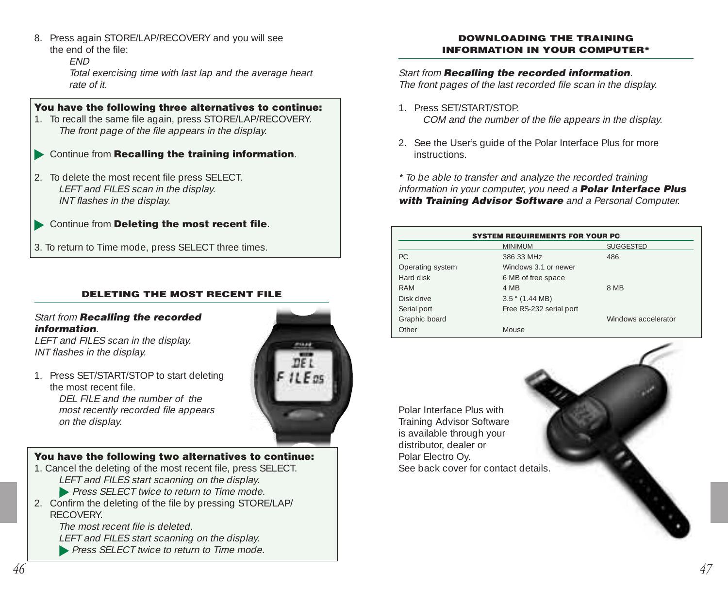8. Press again STORE/LAP/RECOVERY and you will see the end of the file:
   *END*
   *Total exercising time with last lap and the average heart rate of it.*

**You have the following three alternatives to continue:**

1. To recall the same file again, press STORE/LAP/RECOVERY.
   *The front page of the file appears in the display.*

▶ Continue from **Recalling the training information**.

2. To delete the most recent file press SELECT.
   *LEFT and FILES scan in the display.*
   *INT flashes in the display.*

▶ Continue from **Deleting the most recent file**.

3. To return to Time mode, press SELECT three times.

## DELETING THE MOST RECENT FILE

*Start from* ***Recalling the recorded information****.*
*LEFT and FILES scan in the display.*
*INT flashes in the display.*

1. Press SET/START/STOP to start deleting the most recent file.
   *DEL FILE and the number of the most recently recorded file appears on the display.*

**You have the following two alternatives to continue:**

1. Cancel the deleting of the most recent file, press SELECT.
   *LEFT and FILES start scanning on the display.*
   ▶ *Press SELECT twice to return to Time mode.*
2. Confirm the deleting of the file by pressing STORE/LAP/RECOVERY.
   *The most recent file is deleted.*
   *LEFT and FILES start scanning on the display.*
   ▶ *Press SELECT twice to return to Time mode.*

## DOWNLOADING THE TRAINING INFORMATION IN YOUR COMPUTER*

*Start from* ***Recalling the recorded information****.*
*The front pages of the last recorded file scan in the display.*

1. Press SET/START/STOP.
   *COM and the number of the file appears in the display.*

2. See the User's guide of the Polar Interface Plus for more instructions.

*\* To be able to transfer and analyze the recorded training information in your computer, you need a* ***Polar Interface Plus with Training Advisor Software*** *and a Personal Computer.*

**SYSTEM REQUIREMENTS FOR YOUR PC**

| | MINIMUM | SUGGESTED |
|---|---|---|
| PC | 386 33 MHz | 486 |
| Operating system | Windows 3.1 or newer | |
| Hard disk | 6 MB of free space | |
| RAM | 4 MB | 8 MB |
| Disk drive | 3.5 " (1.44 MB) | |
| Serial port | Free RS-232 serial port | |
| Graphic board | | Windows accelerator |
| Other | Mouse | |

Polar Interface Plus with Training Advisor Software is available through your distributor, dealer or Polar Electro Oy.
See back cover for contact details.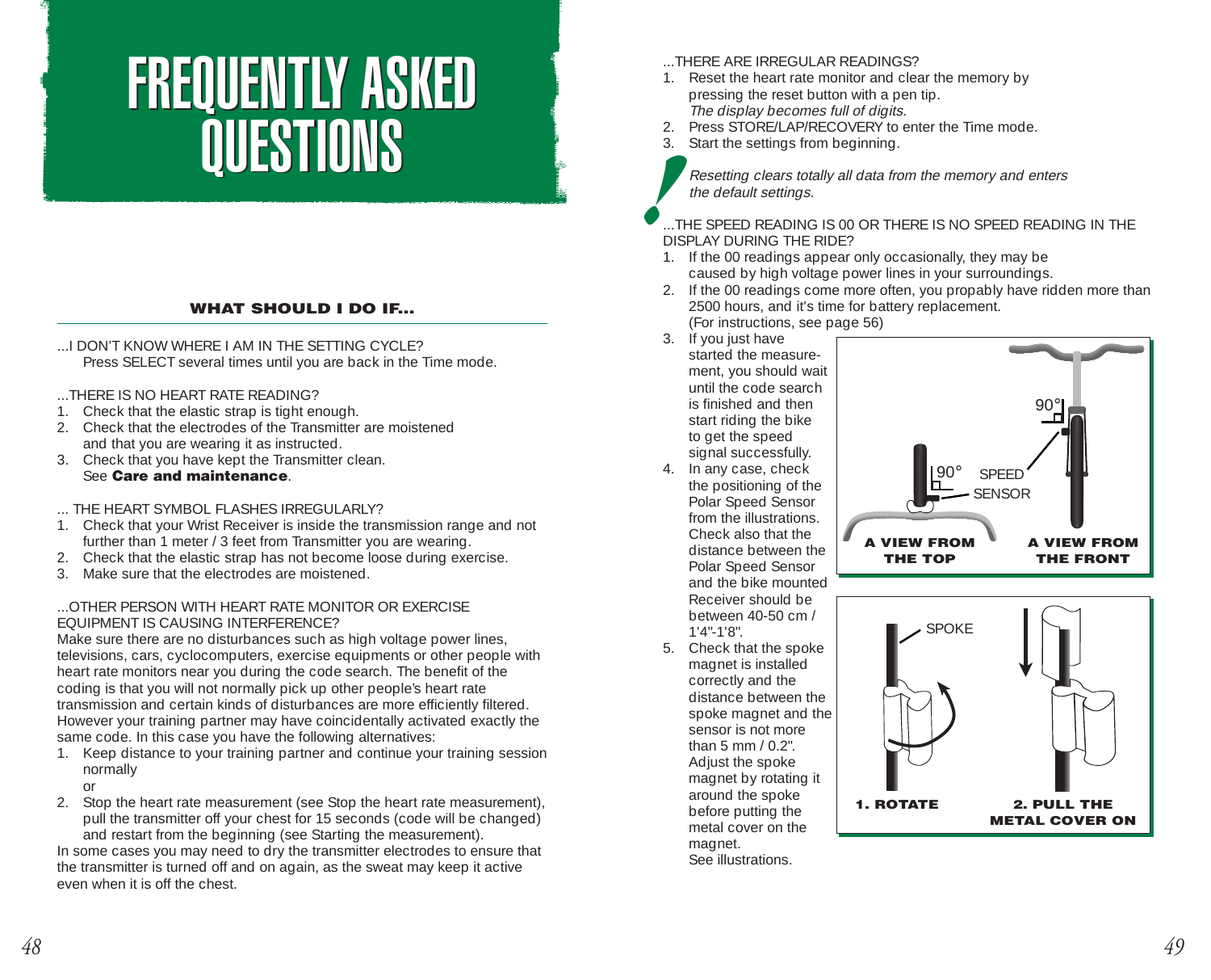# FREQUENTLY ASKED QUESTIONS

## WHAT SHOULD I DO IF...

...I DON'T KNOW WHERE I AM IN THE SETTING CYCLE?
Press SELECT several times until you are back in the Time mode.

...THERE IS NO HEART RATE READING?

1. Check that the elastic strap is tight enough.
2. Check that the electrodes of the Transmitter are moistened and that you are wearing it as instructed.
3. Check that you have kept the Transmitter clean. See **Care and maintenance**.

... THE HEART SYMBOL FLASHES IRREGULARLY?

1. Check that your Wrist Receiver is inside the transmission range and not further than 1 meter / 3 feet from Transmitter you are wearing.
2. Check that the elastic strap has not become loose during exercise.
3. Make sure that the electrodes are moistened.

...OTHER PERSON WITH HEART RATE MONITOR OR EXERCISE EQUIPMENT IS CAUSING INTERFERENCE?
Make sure there are no disturbances such as high voltage power lines, televisions, cars, cyclocomputers, exercise equipments or other people with heart rate monitors near you during the code search. The benefit of the coding is that you will not normally pick up other people's heart rate transmission and certain kinds of disturbances are more efficiently filtered. However your training partner may have coincidentally activated exactly the same code. In this case you have the following alternatives:

1. Keep distance to your training partner and continue your training session normally
   or
2. Stop the heart rate measurement (see Stop the heart rate measurement), pull the transmitter off your chest for 15 seconds (code will be changed) and restart from the beginning (see Starting the measurement).

In some cases you may need to dry the transmitter electrodes to ensure that the transmitter is turned off and on again, as the sweat may keep it active even when it is off the chest.

...THERE ARE IRREGULAR READINGS?

1. Reset the heart rate monitor and clear the memory by pressing the reset button with a pen tip.
   *The display becomes full of digits.*
2. Press STORE/LAP/RECOVERY to enter the Time mode.
3. Start the settings from beginning.

*Resetting clears totally all data from the memory and enters the default settings.*

...THE SPEED READING IS 00 OR THERE IS NO SPEED READING IN THE DISPLAY DURING THE RIDE?

1. If the 00 readings appear only occasionally, they may be caused by high voltage power lines in your surroundings.
2. If the 00 readings come more often, you propably have ridden more than 2500 hours, and it's time for battery replacement. (For instructions, see page 56)
3. If you just have started the measurement, you should wait until the code search is finished and then start riding the bike to get the speed signal successfully.
4. In any case, check the positioning of the Polar Speed Sensor from the illustrations. Check also that the distance between the Polar Speed Sensor and the bike mounted Receiver should be between 40-50 cm / 1'4"-1'8".
5. Check that the spoke magnet is installed correctly and the distance between the spoke magnet and the sensor is not more than 5 mm / 0.2". Adjust the spoke magnet by rotating it around the spoke before putting the metal cover on the magnet.
   See illustrations.

90° SPEED SENSOR 90°

**A VIEW FROM THE TOP** **A VIEW FROM THE FRONT**

SPOKE

**1. ROTATE** **2. PULL THE METAL COVER ON**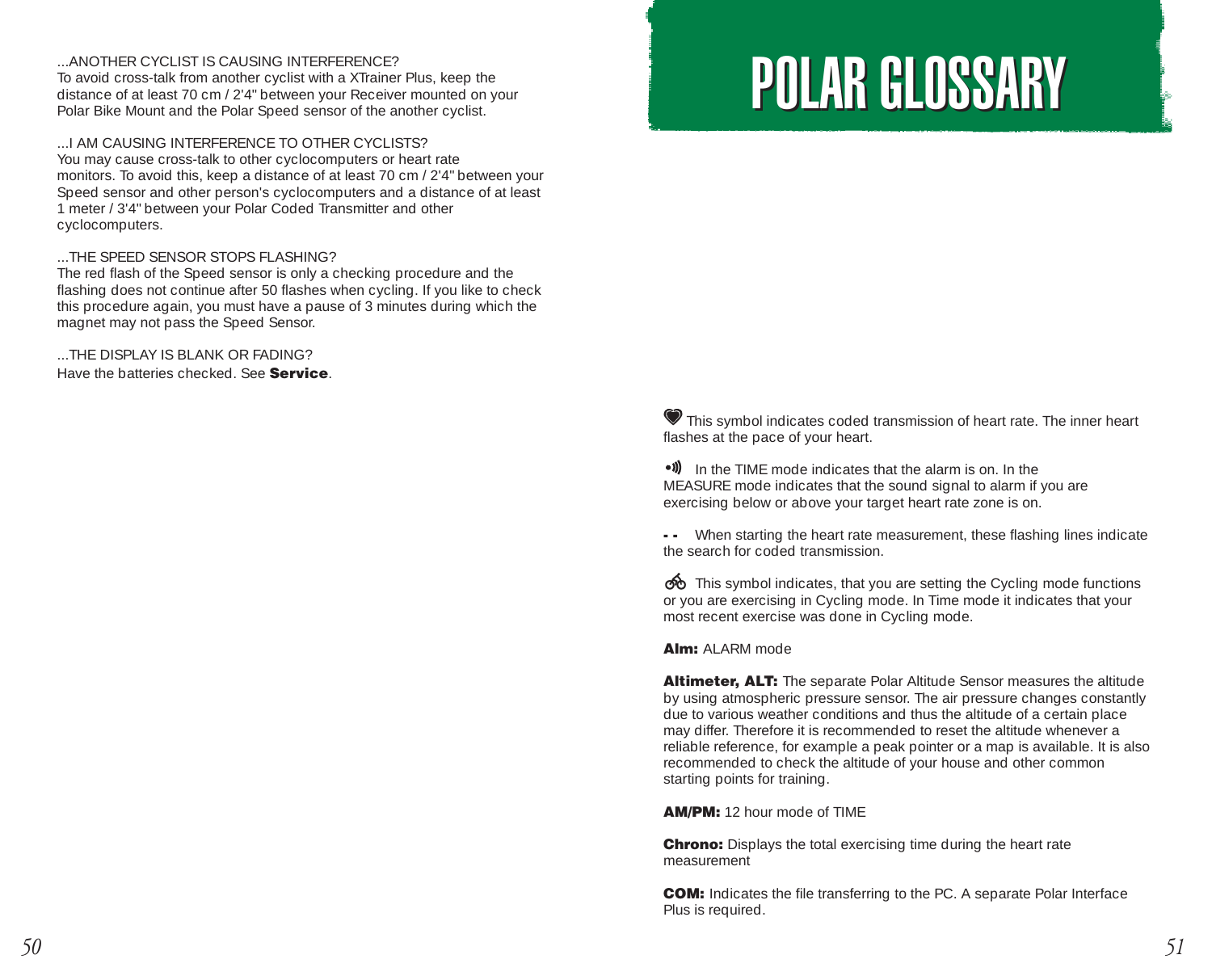...ANOTHER CYCLIST IS CAUSING INTERFERENCE?
To avoid cross-talk from another cyclist with a XTrainer Plus, keep the distance of at least 70 cm / 2'4" between your Receiver mounted on your Polar Bike Mount and the Polar Speed sensor of the another cyclist.

...I AM CAUSING INTERFERENCE TO OTHER CYCLISTS?
You may cause cross-talk to other cyclocomputers or heart rate monitors. To avoid this, keep a distance of at least 70 cm / 2'4" between your Speed sensor and other person's cyclocomputers and a distance of at least 1 meter / 3'4" between your Polar Coded Transmitter and other cyclocomputers.

...THE SPEED SENSOR STOPS FLASHING?
The red flash of the Speed sensor is only a checking procedure and the flashing does not continue after 50 flashes when cycling. If you like to check this procedure again, you must have a pause of 3 minutes during which the magnet may not pass the Speed Sensor.

...THE DISPLAY IS BLANK OR FADING?
Have the batteries checked. See **Service**.

# POLAR GLOSSARY

This symbol indicates coded transmission of heart rate. The inner heart flashes at the pace of your heart.

In the TIME mode indicates that the alarm is on. In the MEASURE mode indicates that the sound signal to alarm if you are exercising below or above your target heart rate zone is on.

**- -** When starting the heart rate measurement, these flashing lines indicate the search for coded transmission.

This symbol indicates, that you are setting the Cycling mode functions or you are exercising in Cycling mode. In Time mode it indicates that your most recent exercise was done in Cycling mode.

**Alm:** ALARM mode

**Altimeter, ALT:** The separate Polar Altitude Sensor measures the altitude by using atmospheric pressure sensor. The air pressure changes constantly due to various weather conditions and thus the altitude of a certain place may differ. Therefore it is recommended to reset the altitude whenever a reliable reference, for example a peak pointer or a map is available. It is also recommended to check the altitude of your house and other common starting points for training.

**AM/PM:** 12 hour mode of TIME

**Chrono:** Displays the total exercising time during the heart rate measurement

**COM:** Indicates the file transferring to the PC. A separate Polar Interface Plus is required.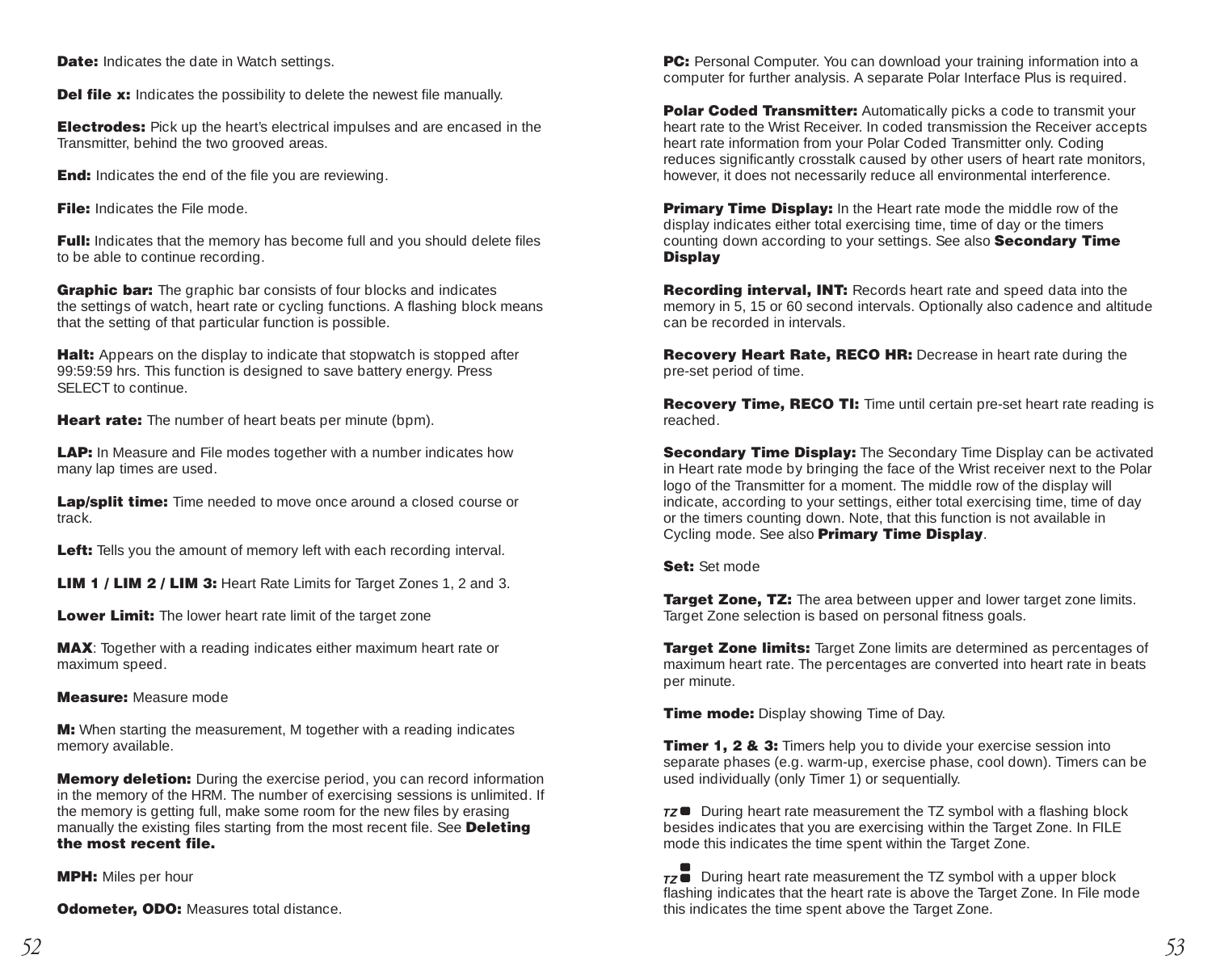**Date:** Indicates the date in Watch settings.

**Del file x:** Indicates the possibility to delete the newest file manually.

**Electrodes:** Pick up the heart's electrical impulses and are encased in the Transmitter, behind the two grooved areas.

**End:** Indicates the end of the file you are reviewing.

**File:** Indicates the File mode.

**Full:** Indicates that the memory has become full and you should delete files to be able to continue recording.

**Graphic bar:** The graphic bar consists of four blocks and indicates the settings of watch, heart rate or cycling functions. A flashing block means that the setting of that particular function is possible.

**Halt:** Appears on the display to indicate that stopwatch is stopped after 99:59:59 hrs. This function is designed to save battery energy. Press SELECT to continue.

**Heart rate:** The number of heart beats per minute (bpm).

**LAP:** In Measure and File modes together with a number indicates how many lap times are used.

**Lap/split time:** Time needed to move once around a closed course or track.

**Left:** Tells you the amount of memory left with each recording interval.

**LIM 1 / LIM 2 / LIM 3:** Heart Rate Limits for Target Zones 1, 2 and 3.

**Lower Limit:** The lower heart rate limit of the target zone

**MAX**: Together with a reading indicates either maximum heart rate or maximum speed.

**Measure:** Measure mode

**M:** When starting the measurement, M together with a reading indicates memory available.

**Memory deletion:** During the exercise period, you can record information in the memory of the HRM. The number of exercising sessions is unlimited. If the memory is getting full, make some room for the new files by erasing manually the existing files starting from the most recent file. See **Deleting the most recent file.**

**MPH:** Miles per hour

**Odometer, ODO:** Measures total distance.

**PC:** Personal Computer. You can download your training information into a computer for further analysis. A separate Polar Interface Plus is required.

**Polar Coded Transmitter:** Automatically picks a code to transmit your heart rate to the Wrist Receiver. In coded transmission the Receiver accepts heart rate information from your Polar Coded Transmitter only. Coding reduces significantly crosstalk caused by other users of heart rate monitors, however, it does not necessarily reduce all environmental interference.

**Primary Time Display:** In the Heart rate mode the middle row of the display indicates either total exercising time, time of day or the timers counting down according to your settings. See also **Secondary Time Display**

**Recording interval, INT:** Records heart rate and speed data into the memory in 5, 15 or 60 second intervals. Optionally also cadence and altitude can be recorded in intervals.

**Recovery Heart Rate, RECO HR:** Decrease in heart rate during the pre-set period of time.

**Recovery Time, RECO TI:** Time until certain pre-set heart rate reading is reached.

**Secondary Time Display:** The Secondary Time Display can be activated in Heart rate mode by bringing the face of the Wrist receiver next to the Polar logo of the Transmitter for a moment. The middle row of the display will indicate, according to your settings, either total exercising time, time of day or the timers counting down. Note, that this function is not available in Cycling mode. See also **Primary Time Display**.

**Set:** Set mode

**Target Zone, TZ:** The area between upper and lower target zone limits. Target Zone selection is based on personal fitness goals.

**Target Zone limits:** Target Zone limits are determined as percentages of maximum heart rate. The percentages are converted into heart rate in beats per minute.

**Time mode:** Display showing Time of Day.

**Timer 1, 2 & 3:** Timers help you to divide your exercise session into separate phases (e.g. warm-up, exercise phase, cool down). Timers can be used individually (only Timer 1) or sequentially.

*TZ* ■ During heart rate measurement the TZ symbol with a flashing block besides indicates that you are exercising within the Target Zone. In FILE mode this indicates the time spent within the Target Zone.

*TZ* ■■ During heart rate measurement the TZ symbol with a upper block flashing indicates that the heart rate is above the Target Zone. In File mode this indicates the time spent above the Target Zone.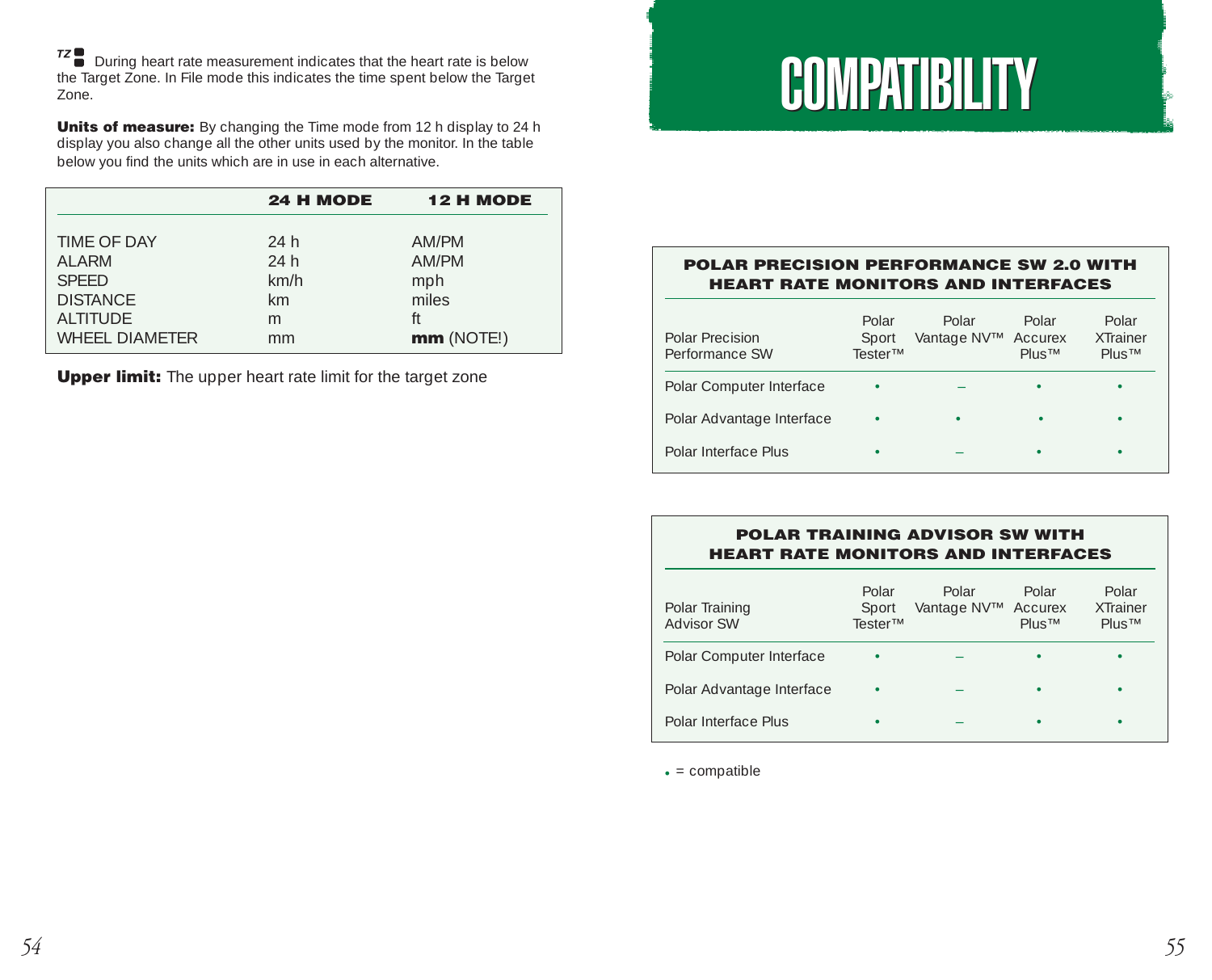TZ During heart rate measurement indicates that the heart rate is below the Target Zone. In File mode this indicates the time spent below the Target Zone.

**Units of measure:** By changing the Time mode from 12 h display to 24 h display you also change all the other units used by the monitor. In the table below you find the units which are in use in each alternative.

| | **24 H MODE** | **12 H MODE** |
|---|---|---|
| TIME OF DAY | 24 h | AM/PM |
| ALARM | 24 h | AM/PM |
| SPEED | km/h | mph |
| DISTANCE | km | miles |
| ALTITUDE | m | ft |
| WHEEL DIAMETER | mm | **mm** (NOTE!) |

**Upper limit:** The upper heart rate limit for the target zone

# COMPATIBILITY

**POLAR PRECISION PERFORMANCE SW 2.0 WITH HEART RATE MONITORS AND INTERFACES**

| Polar Precision Performance SW | Polar Sport Tester™ | Polar Vantage NV™ | Polar Accurex Plus™ | Polar XTrainer Plus™ |
|---|---|---|---|---|
| Polar Computer Interface | • | – | • | • |
| Polar Advantage Interface | • | • | • | • |
| Polar Interface Plus | • | – | • | • |

**POLAR TRAINING ADVISOR SW WITH HEART RATE MONITORS AND INTERFACES**

| Polar Training Advisor SW | Polar Sport Tester™ | Polar Vantage NV™ | Polar Accurex Plus™ | Polar XTrainer Plus™ |
|---|---|---|---|---|
| Polar Computer Interface | • | – | • | • |
| Polar Advantage Interface | • | – | • | • |
| Polar Interface Plus | • | – | • | • |

• = compatible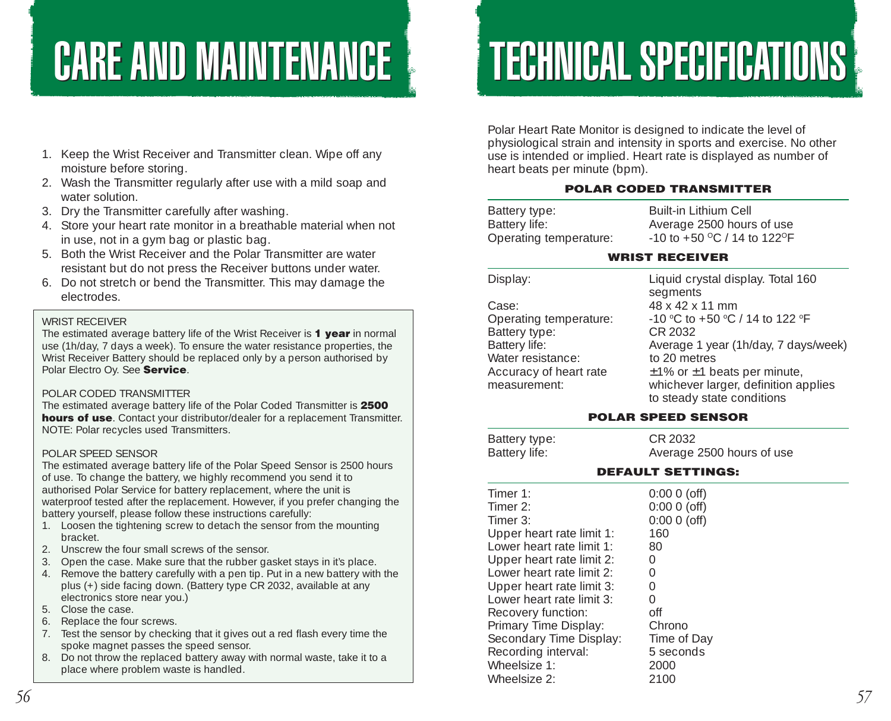# CARE AND MAINTENANCE

1. Keep the Wrist Receiver and Transmitter clean. Wipe off any moisture before storing.
2. Wash the Transmitter regularly after use with a mild soap and water solution.
3. Dry the Transmitter carefully after washing.
4. Store your heart rate monitor in a breathable material when not in use, not in a gym bag or plastic bag.
5. Both the Wrist Receiver and the Polar Transmitter are water resistant but do not press the Receiver buttons under water.
6. Do not stretch or bend the Transmitter. This may damage the electrodes.

WRIST RECEIVER
The estimated average battery life of the Wrist Receiver is **1 year** in normal use (1h/day, 7 days a week). To ensure the water resistance properties, the Wrist Receiver Battery should be replaced only by a person authorised by Polar Electro Oy. See **Service**.

POLAR CODED TRANSMITTER
The estimated average battery life of the Polar Coded Transmitter is **2500 hours of use**. Contact your distributor/dealer for a replacement Transmitter. NOTE: Polar recycles used Transmitters.

POLAR SPEED SENSOR
The estimated average battery life of the Polar Speed Sensor is 2500 hours of use. To change the battery, we highly recommend you send it to authorised Polar Service for battery replacement, where the unit is waterproof tested after the replacement. However, if you prefer changing the battery yourself, please follow these instructions carefully:

1. Loosen the tightening screw to detach the sensor from the mounting bracket.
2. Unscrew the four small screws of the sensor.
3. Open the case. Make sure that the rubber gasket stays in it's place.
4. Remove the battery carefully with a pen tip. Put in a new battery with the plus (+) side facing down. (Battery type CR 2032, available at any electronics store near you.)
5. Close the case.
6. Replace the four screws.
7. Test the sensor by checking that it gives out a red flash every time the spoke magnet passes the speed sensor.
8. Do not throw the replaced battery away with normal waste, take it to a place where problem waste is handled.

# TECHNICAL SPECIFICATIONS

Polar Heart Rate Monitor is designed to indicate the level of physiological strain and intensity in sports and exercise. No other use is intended or implied. Heart rate is displayed as number of heart beats per minute (bpm).

### POLAR CODED TRANSMITTER

| | |
|---|---|
| Battery type: | Built-in Lithium Cell |
| Battery life: | Average 2500 hours of use |
| Operating temperature: | -10 to +50 °C / 14 to 122°F |

### WRIST RECEIVER

| | |
|---|---|
| Display: | Liquid crystal display. Total 160 segments |
| Case: | 48 x 42 x 11 mm |
| Operating temperature: | -10 °C to +50 °C / 14 to 122 °F |
| Battery type: | CR 2032 |
| Battery life: | Average 1 year (1h/day, 7 days/week) |
| Water resistance: | to 20 metres |
| Accuracy of heart rate measurement: | ±1% or ±1 beats per minute, whichever larger, definition applies to steady state conditions |

### POLAR SPEED SENSOR

| | |
|---|---|
| Battery type: | CR 2032 |
| Battery life: | Average 2500 hours of use |

### DEFAULT SETTINGS:

| | |
|---|---|
| Timer 1: | 0:00 0 (off) |
| Timer 2: | 0:00 0 (off) |
| Timer 3: | 0:00 0 (off) |
| Upper heart rate limit 1: | 160 |
| Lower heart rate limit 1: | 80 |
| Upper heart rate limit 2: | 0 |
| Lower heart rate limit 2: | 0 |
| Upper heart rate limit 3: | 0 |
| Lower heart rate limit 3: | 0 |
| Recovery function: | off |
| Primary Time Display: | Chrono |
| Secondary Time Display: | Time of Day |
| Recording interval: | 5 seconds |
| Wheelsize 1: | 2000 |
| Wheelsize 2: | 2100 |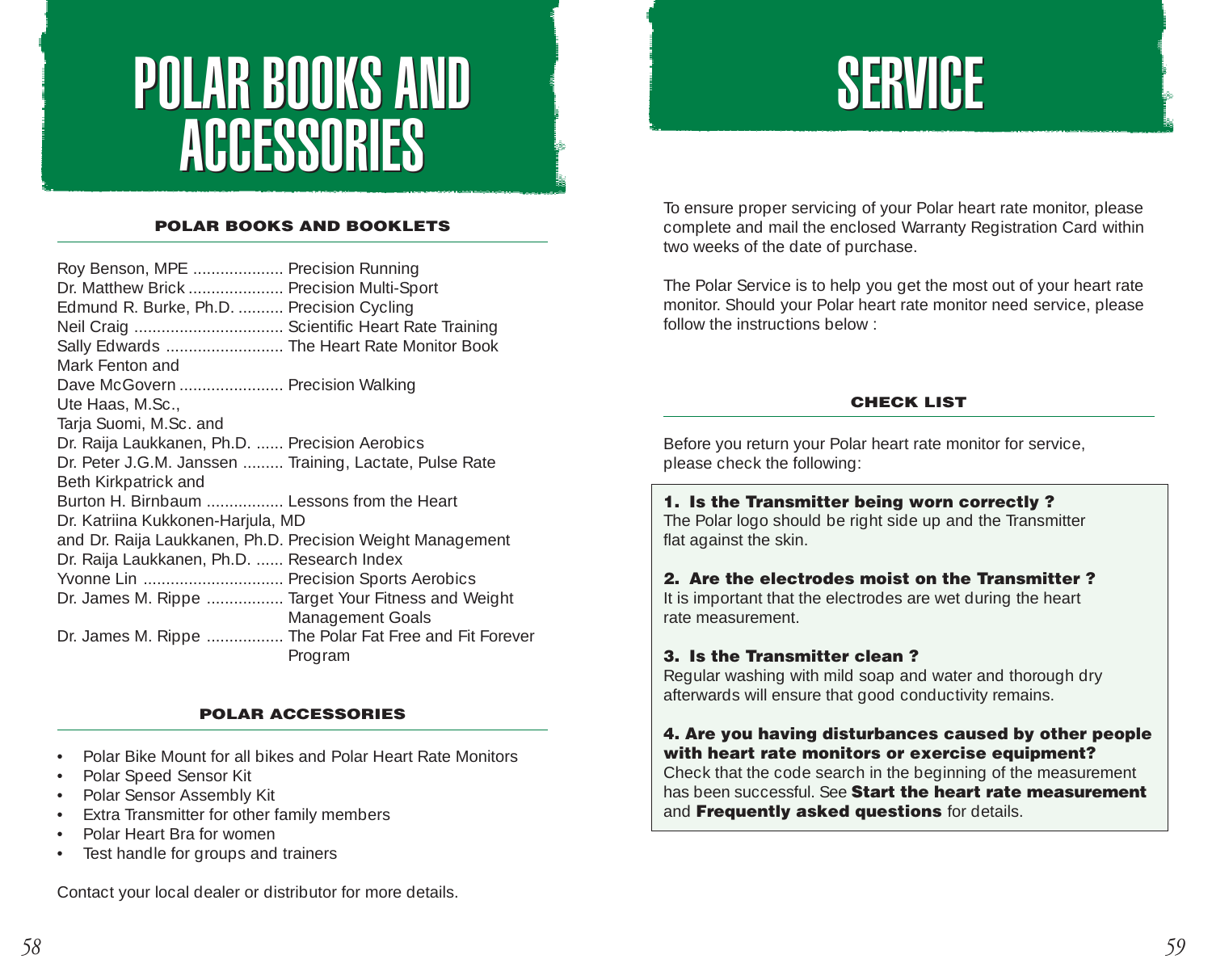# POLAR BOOKS AND ACCESSORIES

### POLAR BOOKS AND BOOKLETS

| Author | Title |
| --- | --- |
| Roy Benson, MPE | Precision Running |
| Dr. Matthew Brick | Precision Multi-Sport |
| Edmund R. Burke, Ph.D. | Precision Cycling |
| Neil Craig | Scientific Heart Rate Training |
| Sally Edwards | The Heart Rate Monitor Book |
| Mark Fenton and Dave McGovern | Precision Walking |
| Ute Haas, M.Sc., Tarja Suomi, M.Sc. and Dr. Raija Laukkanen, Ph.D. | Precision Aerobics |
| Dr. Peter J.G.M. Janssen | Training, Lactate, Pulse Rate |
| Beth Kirkpatrick and Burton H. Birnbaum | Lessons from the Heart |
| Dr. Katriina Kukkonen-Harjula, MD and Dr. Raija Laukkanen, Ph.D. | Precision Weight Management |
| Dr. Raija Laukkanen, Ph.D. | Research Index |
| Yvonne Lin | Precision Sports Aerobics |
| Dr. James M. Rippe | Target Your Fitness and Weight Management Goals |
| Dr. James M. Rippe | The Polar Fat Free and Fit Forever Program |

### POLAR ACCESSORIES

- Polar Bike Mount for all bikes and Polar Heart Rate Monitors
- Polar Speed Sensor Kit
- Polar Sensor Assembly Kit
- Extra Transmitter for other family members
- Polar Heart Bra for women
- Test handle for groups and trainers

Contact your local dealer or distributor for more details.

# SERVICE

To ensure proper servicing of your Polar heart rate monitor, please complete and mail the enclosed Warranty Registration Card within two weeks of the date of purchase.

The Polar Service is to help you get the most out of your heart rate monitor. Should your Polar heart rate monitor need service, please follow the instructions below :

### CHECK LIST

Before you return your Polar heart rate monitor for service, please check the following:

**1. Is the Transmitter being worn correctly ?**
The Polar logo should be right side up and the Transmitter flat against the skin.

**2. Are the electrodes moist on the Transmitter ?**
It is important that the electrodes are wet during the heart rate measurement.

**3. Is the Transmitter clean ?**
Regular washing with mild soap and water and thorough dry afterwards will ensure that good conductivity remains.

**4. Are you having disturbances caused by other people with heart rate monitors or exercise equipment?**
Check that the code search in the beginning of the measurement has been successful. See **Start the heart rate measurement** and **Frequently asked questions** for details.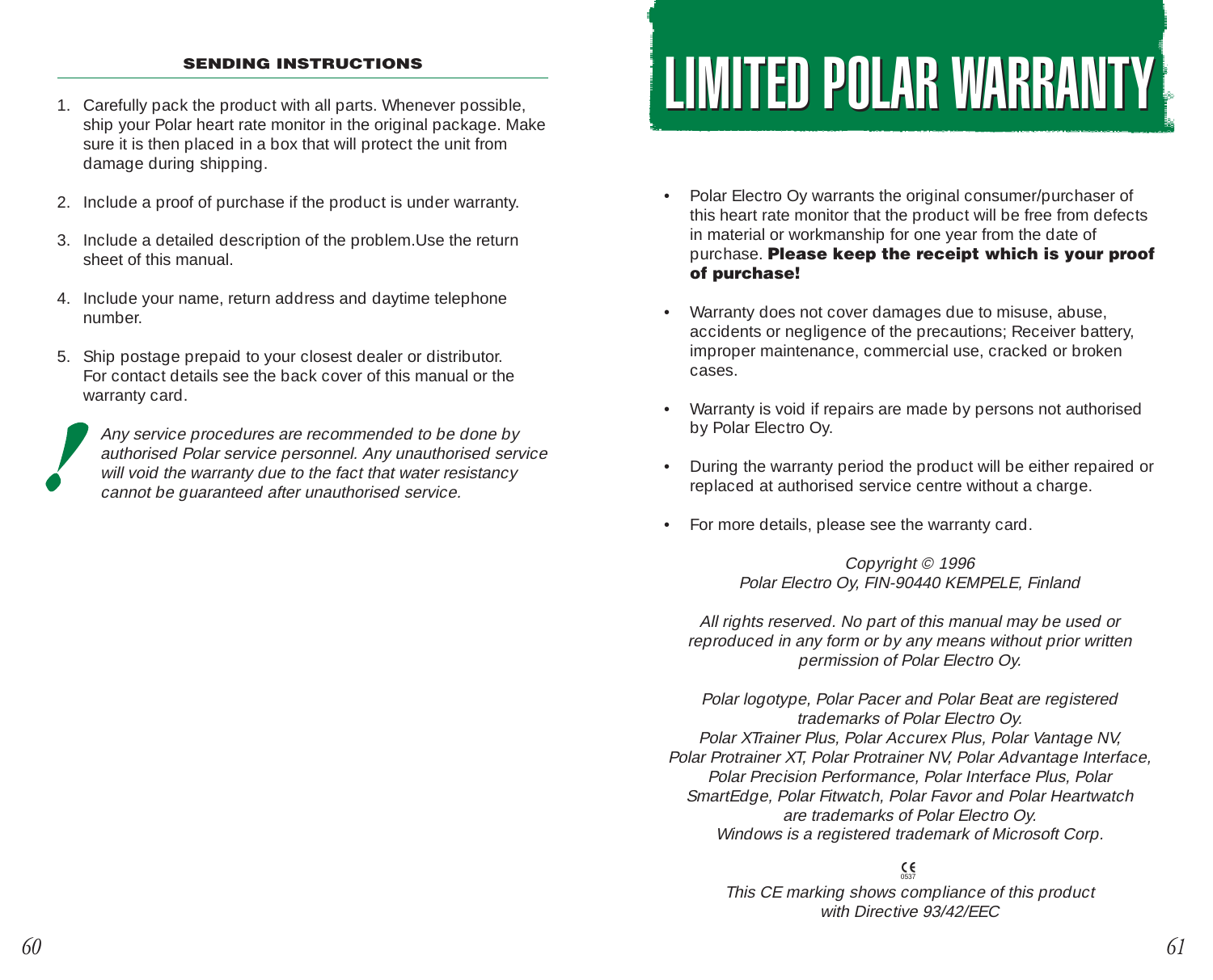## SENDING INSTRUCTIONS

1. Carefully pack the product with all parts. Whenever possible, ship your Polar heart rate monitor in the original package. Make sure it is then placed in a box that will protect the unit from damage during shipping.
2. Include a proof of purchase if the product is under warranty.
3. Include a detailed description of the problem.Use the return sheet of this manual.
4. Include your name, return address and daytime telephone number.
5. Ship postage prepaid to your closest dealer or distributor. For contact details see the back cover of this manual or the warranty card.

*Any service procedures are recommended to be done by authorised Polar service personnel. Any unauthorised service will void the warranty due to the fact that water resistancy cannot be guaranteed after unauthorised service.*

# LIMITED POLAR WARRANTY

- Polar Electro Oy warrants the original consumer/purchaser of this heart rate monitor that the product will be free from defects in material or workmanship for one year from the date of purchase. **Please keep the receipt which is your proof of purchase!**
- Warranty does not cover damages due to misuse, abuse, accidents or negligence of the precautions; Receiver battery, improper maintenance, commercial use, cracked or broken cases.
- Warranty is void if repairs are made by persons not authorised by Polar Electro Oy.
- During the warranty period the product will be either repaired or replaced at authorised service centre without a charge.
- For more details, please see the warranty card.

*Copyright © 1996*
*Polar Electro Oy, FIN-90440 KEMPELE, Finland*

*All rights reserved. No part of this manual may be used or reproduced in any form or by any means without prior written permission of Polar Electro Oy.*

*Polar logotype, Polar Pacer and Polar Beat are registered trademarks of Polar Electro Oy.*
*Polar XTrainer Plus, Polar Accurex Plus, Polar Vantage NV, Polar Protrainer XT, Polar Protrainer NV, Polar Advantage Interface, Polar Precision Performance, Polar Interface Plus, Polar SmartEdge, Polar Fitwatch, Polar Favor and Polar Heartwatch are trademarks of Polar Electro Oy.*
*Windows is a registered trademark of Microsoft Corp.*

CE 0537

*This CE marking shows compliance of this product with Directive 93/42/EEC*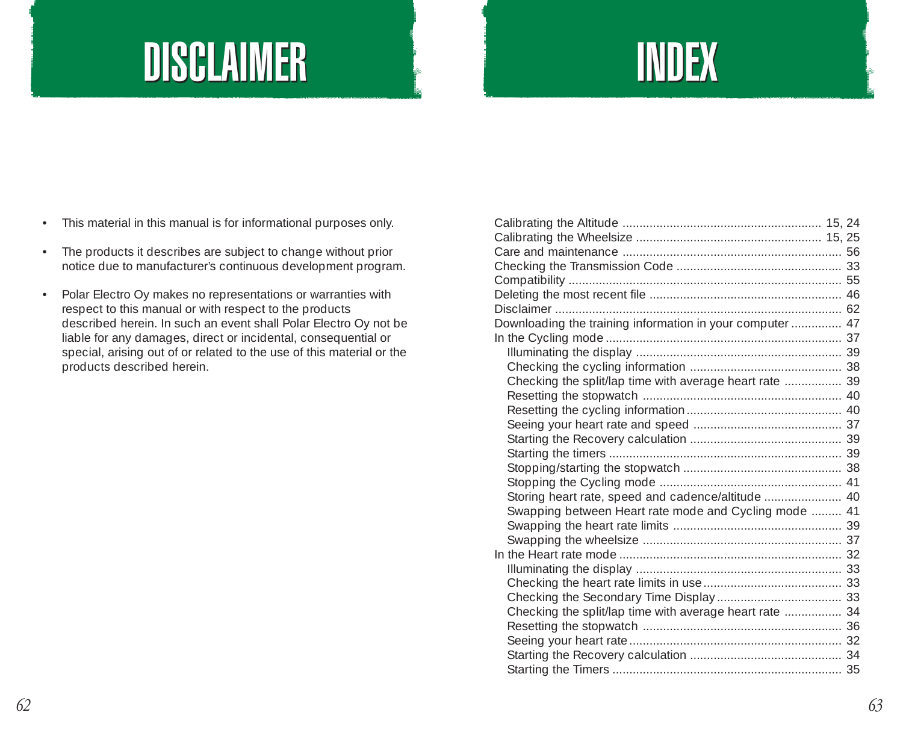# DISCLAIMER

- This material in this manual is for informational purposes only.
- The products it describes are subject to change without prior notice due to manufacturer's continuous development program.
- Polar Electro Oy makes no representations or warranties with respect to this manual or with respect to the products described herein. In such an event shall Polar Electro Oy not be liable for any damages, direct or incidental, consequential or special, arising out of or related to the use of this material or the products described herein.

# INDEX

Calibrating the Altitude .......... 15, 24
Calibrating the Wheelsize .......... 15, 25
Care and maintenance .......... 56
Checking the Transmission Code .......... 33
Compatibility .......... 55
Deleting the most recent file .......... 46
Disclaimer .......... 62
Downloading the training information in your computer .......... 47
In the Cycling mode .......... 37
- Illuminating the display .......... 39
- Checking the cycling information .......... 38
- Checking the split/lap time with average heart rate .......... 39
- Resetting the stopwatch .......... 40
- Resetting the cycling information .......... 40
- Seeing your heart rate and speed .......... 37
- Starting the Recovery calculation .......... 39
- Starting the timers .......... 39
- Stopping/starting the stopwatch .......... 38
- Stopping the Cycling mode .......... 41
- Storing heart rate, speed and cadence/altitude .......... 40
- Swapping between Heart rate mode and Cycling mode .......... 41
- Swapping the heart rate limits .......... 39
- Swapping the wheelsize .......... 37

In the Heart rate mode .......... 32
- Illuminating the display .......... 33
- Checking the heart rate limits in use .......... 33
- Checking the Secondary Time Display .......... 33
- Checking the split/lap time with average heart rate .......... 34
- Resetting the stopwatch .......... 36
- Seeing your heart rate .......... 32
- Starting the Recovery calculation .......... 34
- Starting the Timers .......... 35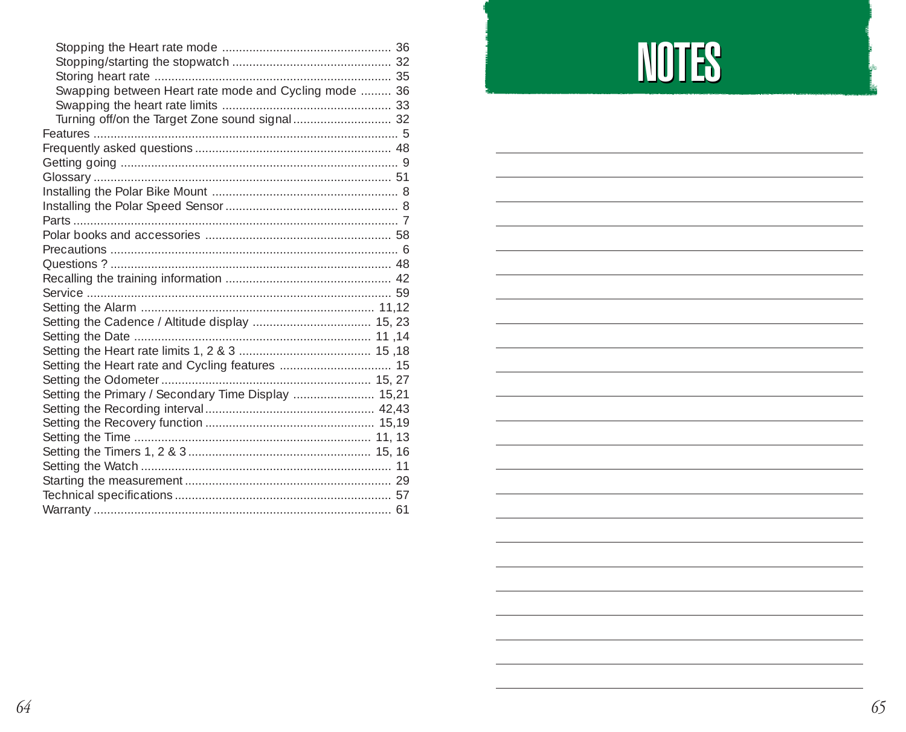- Stopping the Heart rate mode .................................................. 36
- Stopping/starting the stopwatch ............................................... 32
- Storing heart rate ...................................................................... 35
- Swapping between Heart rate mode and Cycling mode ......... 36
- Swapping the heart rate limits .................................................. 33
- Turning off/on the Target Zone sound signal ............................ 32

Features ......................................................................................... 5
Frequently asked questions .......................................................... 48
Getting going .................................................................................. 9
Glossary ........................................................................................ 51
Installing the Polar Bike Mount ....................................................... 8
Installing the Polar Speed Sensor ................................................... 8
Parts ................................................................................................ 7
Polar books and accessories ....................................................... 58
Precautions ..................................................................................... 6
Questions ? ................................................................................... 48
Recalling the training information ................................................. 42
Service .......................................................................................... 59
Setting the Alarm ..................................................................... 11,12
Setting the Cadence / Altitude display ................................... 15, 23
Setting the Date ...................................................................... 11 ,14
Setting the Heart rate limits 1, 2 & 3 ....................................... 15 ,18
Setting the Heart rate and Cycling features ................................. 15
Setting the Odometer .............................................................. 15, 27
Setting the Primary / Secondary Time Display ........................ 15,21
Setting the Recording interval .................................................. 42,43
Setting the Recovery function .................................................. 15,19
Setting the Time ...................................................................... 11, 13
Setting the Timers 1, 2 & 3 ...................................................... 15, 16
Setting the Watch ......................................................................... 11
Starting the measurement ............................................................. 29
Technical specifications ................................................................ 57
Warranty ........................................................................................ 61

# NOTES